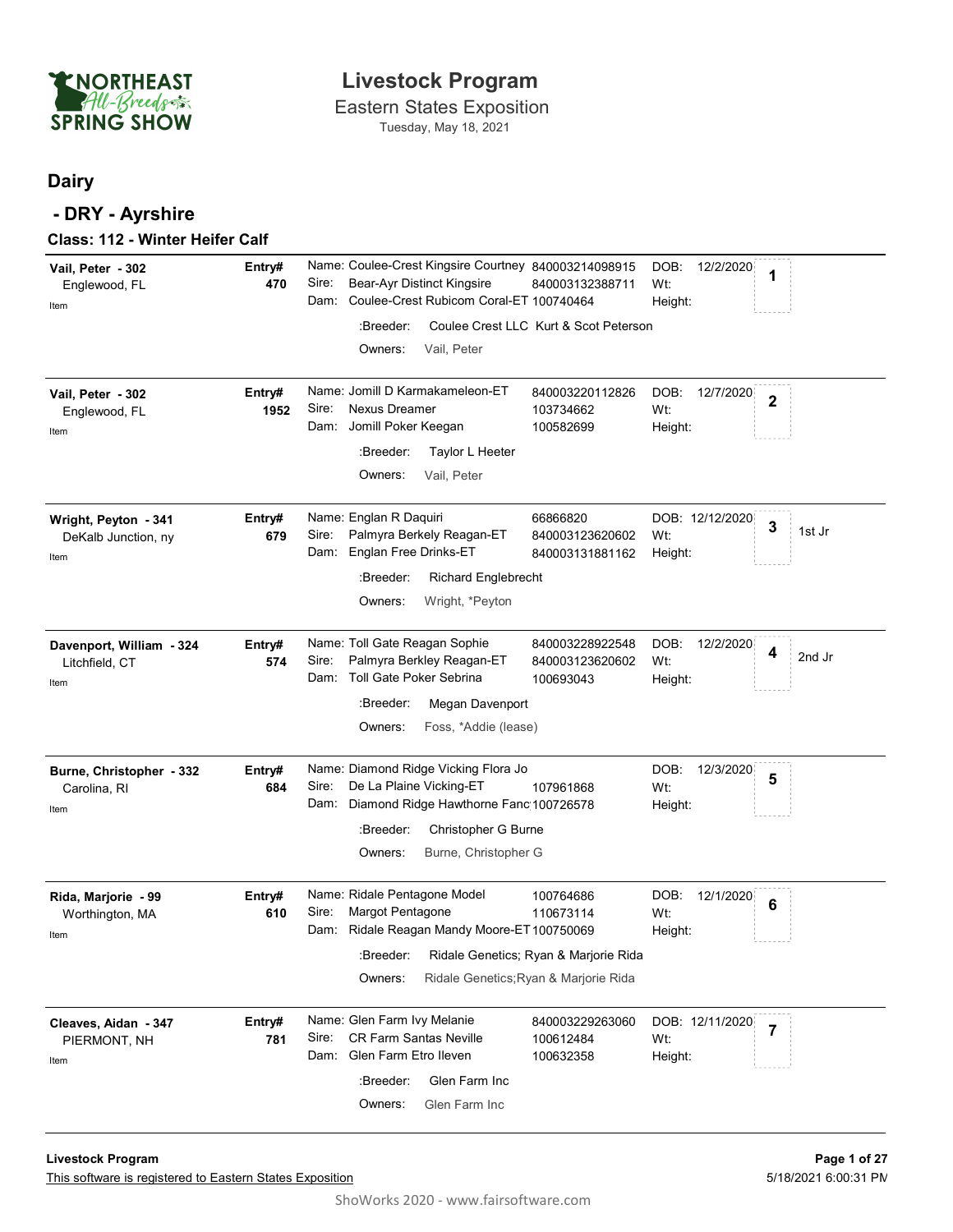# Livestock Program

Eastern States Exposition

Tuesday, May 18, 2021

## Dairy

## - DRY - Ayrshire

### Class: 112 - Winter Heifer Calf

| Exhibitor | Entry# | Animal | Reg # | DOB / Wt / Height | Place | Award |
|---|---|---|---|---|---|---|
| **Vail, Peter - 302**<br>Englewood, FL<br>Item | 470 | Name: Coulee-Crest Kingsire Courtney<br>Sire: Bear-Ayr Distinct Kingsire<br>Dam: Coulee-Crest Rubicom Coral-ET<br>:Breeder: Coulee Crest LLC Kurt & Scot Peterson<br>Owners: Vail, Peter | 840003214098915<br>840003132388711<br>100740464 | DOB: 12/2/2020<br>Wt:<br>Height: | 1 | |
| **Vail, Peter - 302**<br>Englewood, FL<br>Item | 1952 | Name: Jomill D Karmakameleon-ET<br>Sire: Nexus Dreamer<br>Dam: Jomill Poker Keegan<br>:Breeder: Taylor L Heeter<br>Owners: Vail, Peter | 840003220112826<br>103734662<br>100582699 | DOB: 12/7/2020<br>Wt:<br>Height: | 2 | |
| **Wright, Peyton - 341**<br>DeKalb Junction, ny<br>Item | 679 | Name: Englan R Daquiri<br>Sire: Palmyra Berkely Reagan-ET<br>Dam: Englan Free Drinks-ET<br>:Breeder: Richard Englebrecht<br>Owners: Wright, *Peyton | 66866820<br>840003123620602<br>840003131881162 | DOB: 12/12/2020<br>Wt:<br>Height: | 3 | 1st Jr |
| **Davenport, William - 324**<br>Litchfield, CT<br>Item | 574 | Name: Toll Gate Reagan Sophie<br>Sire: Palmyra Berkley Reagan-ET<br>Dam: Toll Gate Poker Sebrina<br>:Breeder: Megan Davenport<br>Owners: Foss, *Addie (lease) | 840003228922548<br>840003123620602<br>100693043 | DOB: 12/2/2020<br>Wt:<br>Height: | 4 | 2nd Jr |
| **Burne, Christopher - 332**<br>Carolina, RI<br>Item | 684 | Name: Diamond Ridge Vicking Flora Jo<br>Sire: De La Plaine Vicking-ET<br>Dam: Diamond Ridge Hawthorne Fanc<br>:Breeder: Christopher G Burne<br>Owners: Burne, Christopher G | <br>107961868<br>100726578 | DOB: 12/3/2020<br>Wt:<br>Height: | 5 | |
| **Rida, Marjorie - 99**<br>Worthington, MA<br>Item | 610 | Name: Ridale Pentagone Model<br>Sire: Margot Pentagone<br>Dam: Ridale Reagan Mandy Moore-ET<br>:Breeder: Ridale Genetics; Ryan & Marjorie Rida<br>Owners: Ridale Genetics;Ryan & Marjorie Rida | 100764686<br>110673114<br>100750069 | DOB: 12/1/2020<br>Wt:<br>Height: | 6 | |
| **Cleaves, Aidan - 347**<br>PIERMONT, NH<br>Item | 781 | Name: Glen Farm Ivy Melanie<br>Sire: CR Farm Santas Neville<br>Dam: Glen Farm Etro Ileven<br>:Breeder: Glen Farm Inc<br>Owners: Glen Farm Inc | 840003229263060<br>100612484<br>100632358 | DOB: 12/11/2020<br>Wt:<br>Height: | 7 | |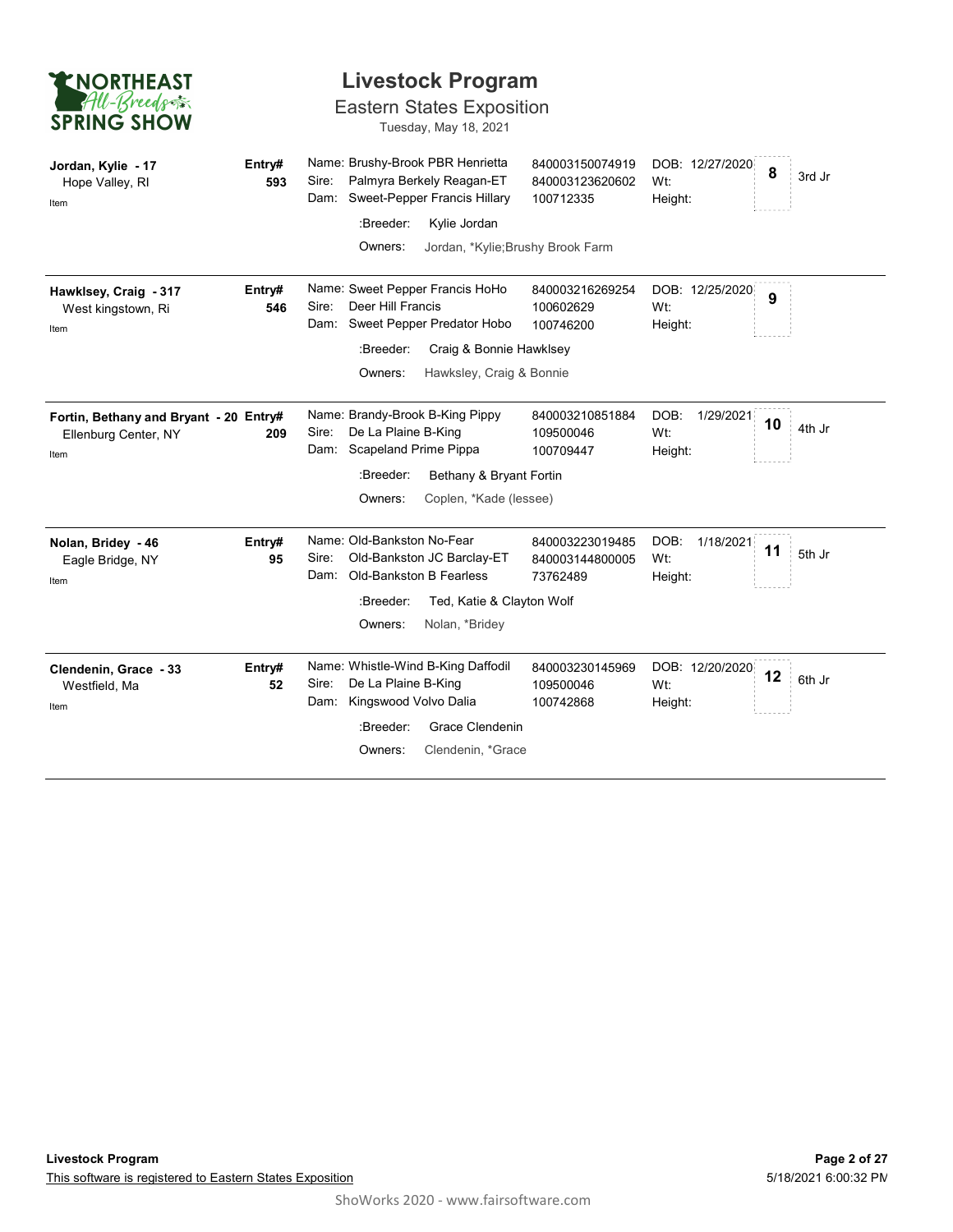# Livestock Program

## Eastern States Exposition

Tuesday, May 18, 2021

| Exhibitor | Entry# | Animal | Registration | DOB / Wt / Height | Placing | |
|---|---|---|---|---|---|---|
| **Jordan, Kylie - 17**<br>Hope Valley, RI<br>Item | **593** | Name: Brushy-Brook PBR Henrietta<br>Sire: Palmyra Berkely Reagan-ET<br>Dam: Sweet-Pepper Francis Hillary<br>:Breeder: Kylie Jordan<br>Owners: Jordan, *Kylie;Brushy Brook Farm | 840003150074919<br>840003123620602<br>100712335 | DOB: 12/27/2020<br>Wt:<br>Height: | **8** | 3rd Jr |
| **Hawklsey, Craig - 317**<br>West kingstown, Ri<br>Item | **546** | Name: Sweet Pepper Francis HoHo<br>Sire: Deer Hill Francis<br>Dam: Sweet Pepper Predator Hobo<br>:Breeder: Craig & Bonnie Hawklsey<br>Owners: Hawksley, Craig & Bonnie | 840003216269254<br>100602629<br>100746200 | DOB: 12/25/2020<br>Wt:<br>Height: | **9** | |
| **Fortin, Bethany and Bryant - 20**<br>Ellenburg Center, NY<br>Item | **209** | Name: Brandy-Brook B-King Pippy<br>Sire: De La Plaine B-King<br>Dam: Scapeland Prime Pippa<br>:Breeder: Bethany & Bryant Fortin<br>Owners: Coplen, *Kade (lessee) | 840003210851884<br>109500046<br>100709447 | DOB: 1/29/2021<br>Wt:<br>Height: | **10** | 4th Jr |
| **Nolan, Bridey - 46**<br>Eagle Bridge, NY<br>Item | **95** | Name: Old-Bankston No-Fear<br>Sire: Old-Bankston JC Barclay-ET<br>Dam: Old-Bankston B Fearless<br>:Breeder: Ted, Katie & Clayton Wolf<br>Owners: Nolan, *Bridey | 840003223019485<br>840003144800005<br>73762489 | DOB: 1/18/2021<br>Wt:<br>Height: | **11** | 5th Jr |
| **Clendenin, Grace - 33**<br>Westfield, Ma<br>Item | **52** | Name: Whistle-Wind B-King Daffodil<br>Sire: De La Plaine B-King<br>Dam: Kingswood Volvo Dalia<br>:Breeder: Grace Clendenin<br>Owners: Clendenin, *Grace | 840003230145969<br>109500046<br>100742868 | DOB: 12/20/2020<br>Wt:<br>Height: | **12** | 6th Jr |

**Livestock Program**

This software is registered to Eastern States Exposition

5/18/2021 6:00:32 PM

ShoWorks 2020 - www.fairsoftware.com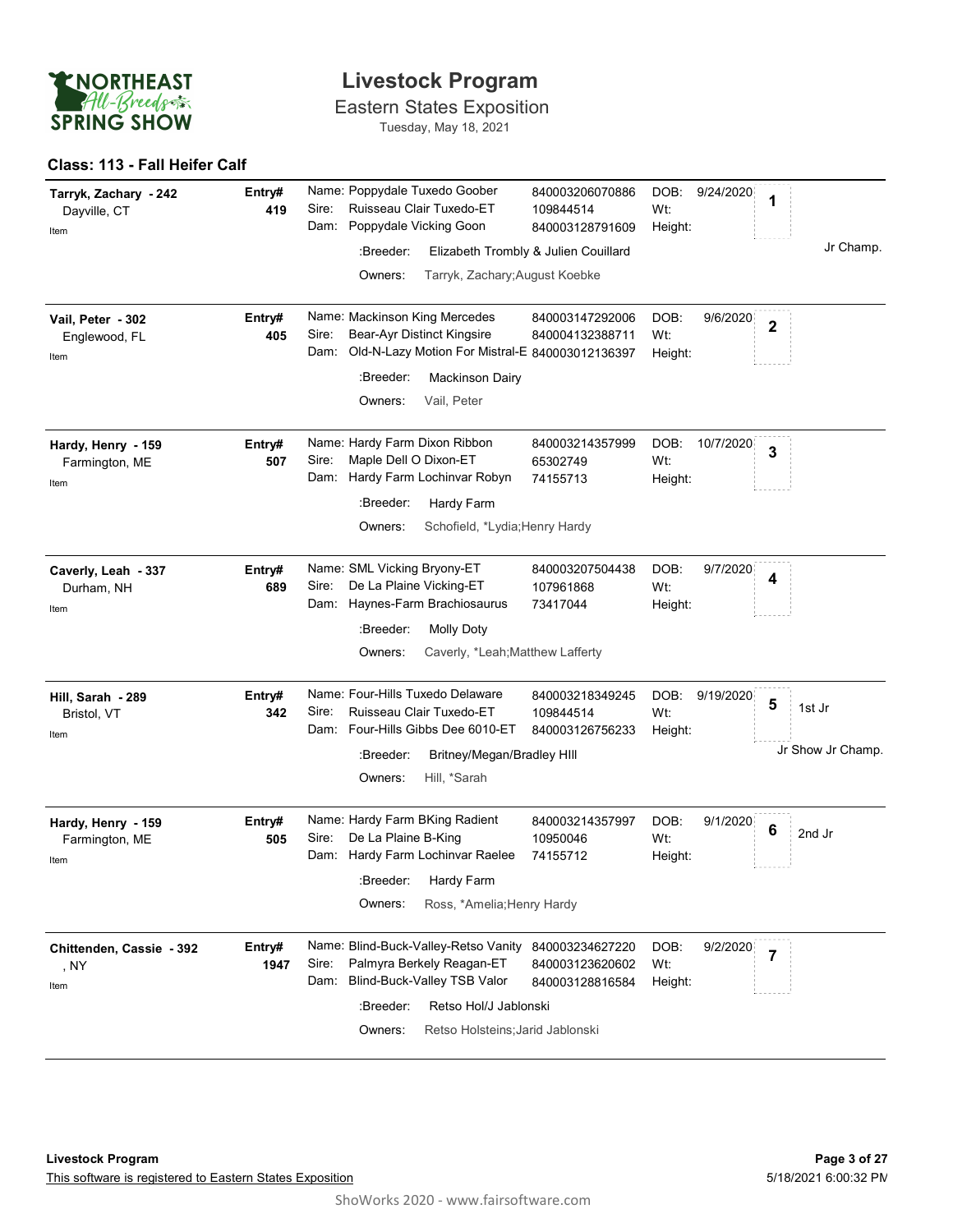# Livestock Program

Eastern States Exposition

Tuesday, May 18, 2021

## Class: 113 - Fall Heifer Calf

| Exhibitor | Entry# | Animal | ID | DOB / Wt / Height | Place | Award |
|---|---|---|---|---|---|---|
| Tarryk, Zachary - 242<br>Dayville, CT<br>Item | 419 | Name: Poppydale Tuxedo Goober<br>Sire: Ruisseau Clair Tuxedo-ET<br>Dam: Poppydale Vicking Goon<br>:Breeder: Elizabeth Trombly & Julien Couillard<br>Owners: Tarryk, Zachary;August Koebke | 840003206070886<br>109844514<br>840003128791609 | DOB: 9/24/2020<br>Wt:<br>Height: | 1 | Jr Champ. |
| Vail, Peter - 302<br>Englewood, FL<br>Item | 405 | Name: Mackinson King Mercedes<br>Sire: Bear-Ayr Distinct Kingsire<br>Dam: Old-N-Lazy Motion For Mistral-E<br>:Breeder: Mackinson Dairy<br>Owners: Vail, Peter | 840003147292006<br>840004132388711<br>840003012136397 | DOB: 9/6/2020<br>Wt:<br>Height: | 2 | |
| Hardy, Henry - 159<br>Farmington, ME<br>Item | 507 | Name: Hardy Farm Dixon Ribbon<br>Sire: Maple Dell O Dixon-ET<br>Dam: Hardy Farm Lochinvar Robyn<br>:Breeder: Hardy Farm<br>Owners: Schofield, *Lydia;Henry Hardy | 840003214357999<br>65302749<br>74155713 | DOB: 10/7/2020<br>Wt:<br>Height: | 3 | |
| Caverly, Leah - 337<br>Durham, NH<br>Item | 689 | Name: SML Vicking Bryony-ET<br>Sire: De La Plaine Vicking-ET<br>Dam: Haynes-Farm Brachiosaurus<br>:Breeder: Molly Doty<br>Owners: Caverly, *Leah;Matthew Lafferty | 840003207504438<br>107961868<br>73417044 | DOB: 9/7/2020<br>Wt:<br>Height: | 4 | |
| Hill, Sarah - 289<br>Bristol, VT<br>Item | 342 | Name: Four-Hills Tuxedo Delaware<br>Sire: Ruisseau Clair Tuxedo-ET<br>Dam: Four-Hills Gibbs Dee 6010-ET<br>:Breeder: Britney/Megan/Bradley HIll<br>Owners: Hill, *Sarah | 840003218349245<br>109844514<br>840003126756233 | DOB: 9/19/2020<br>Wt:<br>Height: | 5 | 1st Jr<br>Jr Show Jr Champ. |
| Hardy, Henry - 159<br>Farmington, ME<br>Item | 505 | Name: Hardy Farm BKing Radient<br>Sire: De La Plaine B-King<br>Dam: Hardy Farm Lochinvar Raelee<br>:Breeder: Hardy Farm<br>Owners: Ross, *Amelia;Henry Hardy | 840003214357997<br>10950046<br>74155712 | DOB: 9/1/2020<br>Wt:<br>Height: | 6 | 2nd Jr |
| Chittenden, Cassie - 392<br>, NY<br>Item | 1947 | Name: Blind-Buck-Valley-Retso Vanity<br>Sire: Palmyra Berkely Reagan-ET<br>Dam: Blind-Buck-Valley TSB Valor<br>:Breeder: Retso Hol/J Jablonski<br>Owners: Retso Holsteins;Jarid Jablonski | 840003234627220<br>840003123620602<br>840003128816584 | DOB: 9/2/2020<br>Wt:<br>Height: | 7 | |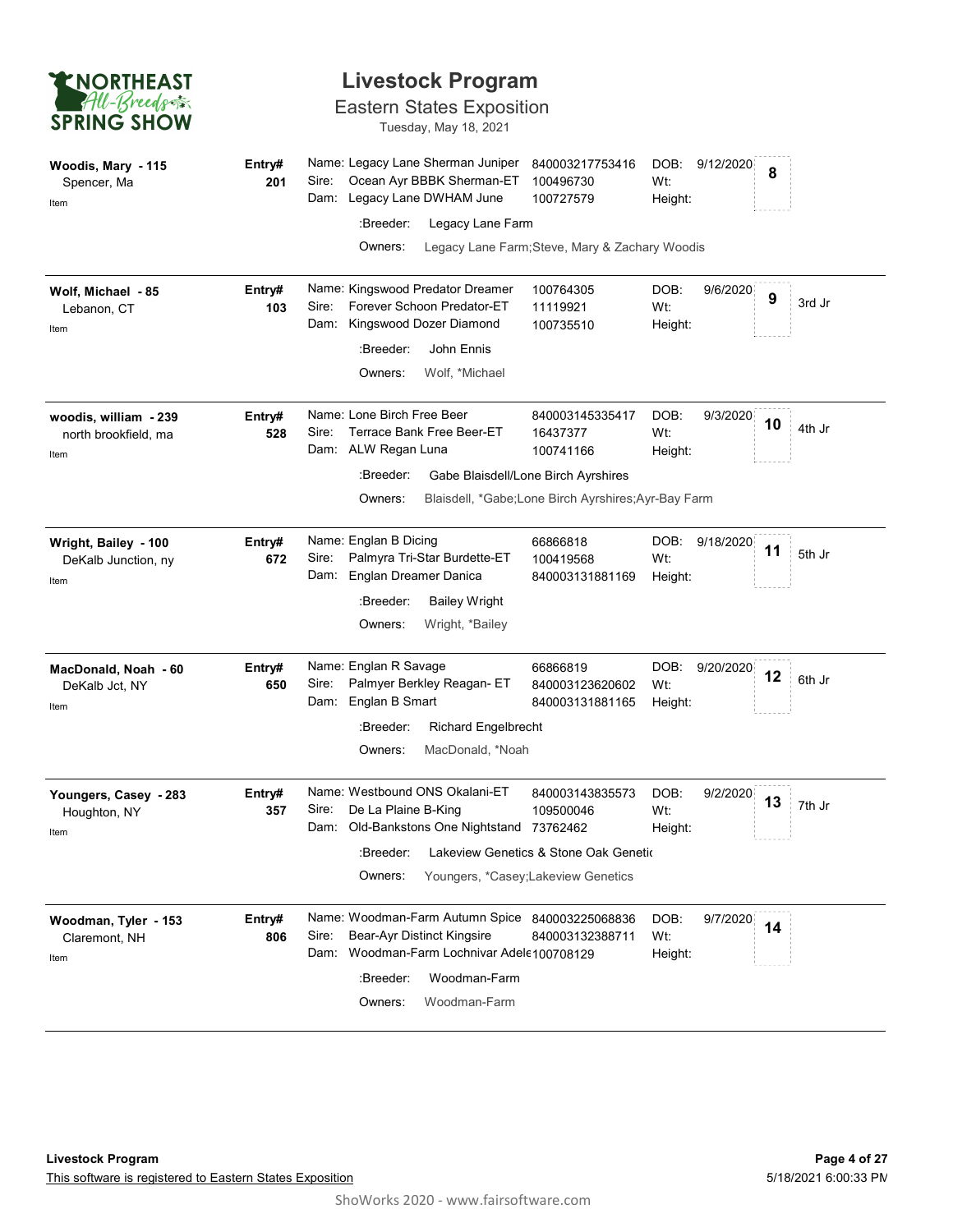# Livestock Program

## Eastern States Exposition

Tuesday, May 18, 2021

| Exhibitor | Entry# | Animal | Reg # | DOB / Wt / Height | Placing | |
|---|---|---|---|---|---|---|
| **Woodis, Mary - 115**<br>Spencer, Ma<br>Item | **201** | Name: Legacy Lane Sherman Juniper<br>Sire: Ocean Ayr BBBK Sherman-ET<br>Dam: Legacy Lane DWHAM June<br>:Breeder: Legacy Lane Farm<br>Owners: Legacy Lane Farm;Steve, Mary & Zachary Woodis | 840003217753416<br>100496730<br>100727579 | DOB: 9/12/2020<br>Wt:<br>Height: | **8** | |
| **Wolf, Michael - 85**<br>Lebanon, CT<br>Item | **103** | Name: Kingswood Predator Dreamer<br>Sire: Forever Schoon Predator-ET<br>Dam: Kingswood Dozer Diamond<br>:Breeder: John Ennis<br>Owners: Wolf, *Michael | 100764305<br>11119921<br>100735510 | DOB: 9/6/2020<br>Wt:<br>Height: | **9** | 3rd Jr |
| **woodis, william - 239**<br>north brookfield, ma<br>Item | **528** | Name: Lone Birch Free Beer<br>Sire: Terrace Bank Free Beer-ET<br>Dam: ALW Regan Luna<br>:Breeder: Gabe Blaisdell/Lone Birch Ayrshires<br>Owners: Blaisdell, *Gabe;Lone Birch Ayrshires;Ayr-Bay Farm | 840003145335417<br>16437377<br>100741166 | DOB: 9/3/2020<br>Wt:<br>Height: | **10** | 4th Jr |
| **Wright, Bailey - 100**<br>DeKalb Junction, ny<br>Item | **672** | Name: Englan B Dicing<br>Sire: Palmyra Tri-Star Burdette-ET<br>Dam: Englan Dreamer Danica<br>:Breeder: Bailey Wright<br>Owners: Wright, *Bailey | 66866818<br>100419568<br>840003131881169 | DOB: 9/18/2020<br>Wt:<br>Height: | **11** | 5th Jr |
| **MacDonald, Noah - 60**<br>DeKalb Jct, NY<br>Item | **650** | Name: Englan R Savage<br>Sire: Palmyer Berkley Reagan- ET<br>Dam: Englan B Smart<br>:Breeder: Richard Engelbrecht<br>Owners: MacDonald, *Noah | 66866819<br>840003123620602<br>840003131881165 | DOB: 9/20/2020<br>Wt:<br>Height: | **12** | 6th Jr |
| **Youngers, Casey - 283**<br>Houghton, NY<br>Item | **357** | Name: Westbound ONS Okalani-ET<br>Sire: De La Plaine B-King<br>Dam: Old-Bankstons One Nightstand<br>:Breeder: Lakeview Genetics & Stone Oak Genetic<br>Owners: Youngers, *Casey;Lakeview Genetics | 840003143835573<br>109500046<br>73762462 | DOB: 9/2/2020<br>Wt:<br>Height: | **13** | 7th Jr |
| **Woodman, Tyler - 153**<br>Claremont, NH<br>Item | **806** | Name: Woodman-Farm Autumn Spice<br>Sire: Bear-Ayr Distinct Kingsire<br>Dam: Woodman-Farm Lochnivar Adele<br>:Breeder: Woodman-Farm<br>Owners: Woodman-Farm | 840003225068836<br>840003132388711<br>100708129 | DOB: 9/7/2020<br>Wt:<br>Height: | **14** | |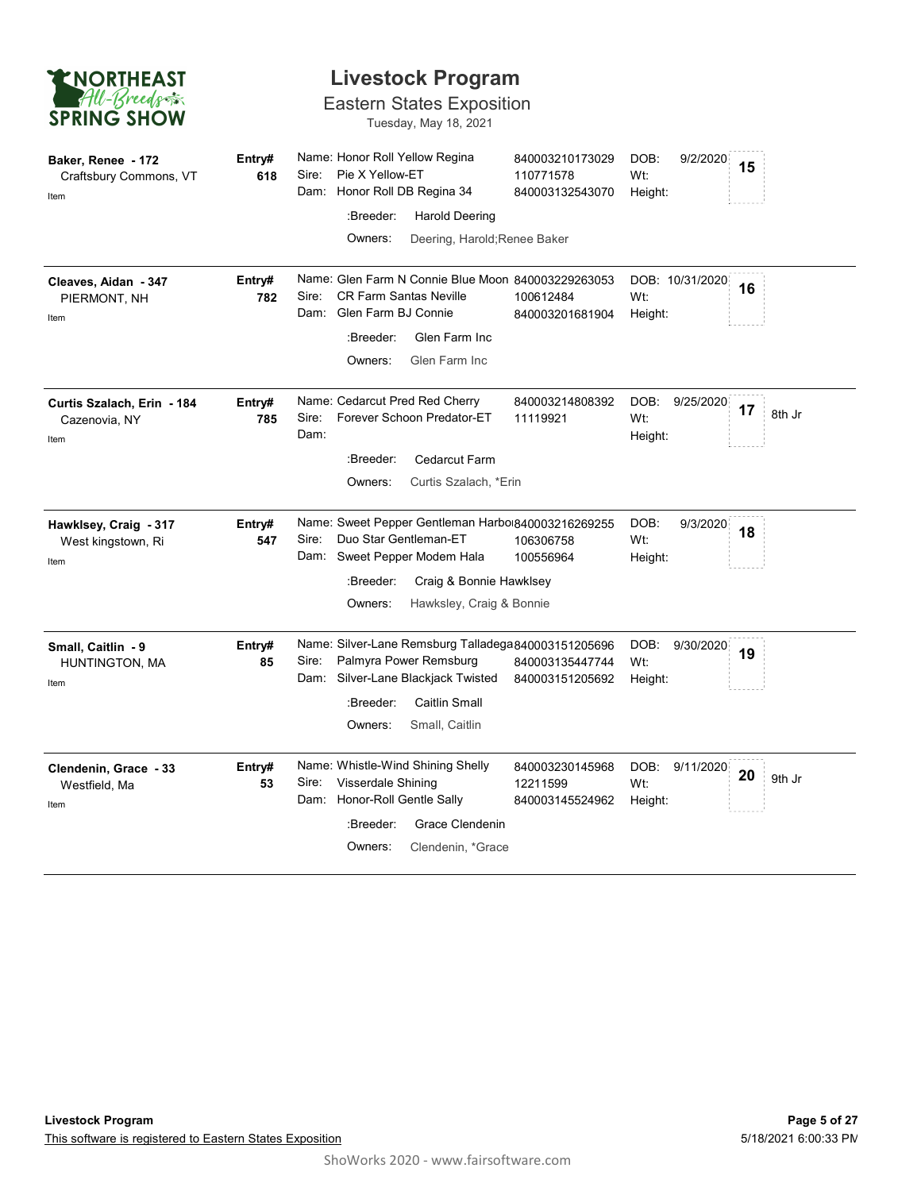# Livestock Program

## Eastern States Exposition

Tuesday, May 18, 2021

NORTHEAST All-Breeds SPRING SHOW

---

**Baker, Renee - 172**
Craftsbury Commons, VT
Item

**Entry# 618**

Name: Honor Roll Yellow Regina — 840003210173029
Sire: Pie X Yellow-ET — 110771578
Dam: Honor Roll DB Regina 34 — 840003132543070

DOB: 9/2/2020
Wt:
Height:

**15**

:Breeder: Harold Deering
Owners: Deering, Harold;Renee Baker

---

**Cleaves, Aidan - 347**
PIERMONT, NH
Item

**Entry# 782**

Name: Glen Farm N Connie Blue Moon — 840003229263053
Sire: CR Farm Santas Neville — 100612484
Dam: Glen Farm BJ Connie — 840003201681904

DOB: 10/31/2020
Wt:
Height:

**16**

:Breeder: Glen Farm Inc
Owners: Glen Farm Inc

---

**Curtis Szalach, Erin - 184**
Cazenovia, NY
Item

**Entry# 785**

Name: Cedarcut Pred Red Cherry — 840003214808392
Sire: Forever Schoon Predator-ET — 11119921
Dam:

DOB: 9/25/2020
Wt:
Height:

**17** — 8th Jr

:Breeder: Cedarcut Farm
Owners: Curtis Szalach, *Erin

---

**Hawklsey, Craig - 317**
West kingstown, Ri
Item

**Entry# 547**

Name: Sweet Pepper Gentleman Harbo — 840003216269255
Sire: Duo Star Gentleman-ET — 106306758
Dam: Sweet Pepper Modem Hala — 100556964

DOB: 9/3/2020
Wt:
Height:

**18**

:Breeder: Craig & Bonnie Hawklsey
Owners: Hawksley, Craig & Bonnie

---

**Small, Caitlin - 9**
HUNTINGTON, MA
Item

**Entry# 85**

Name: Silver-Lane Remsburg Talladega — 840003151205696
Sire: Palmyra Power Remsburg — 840003135447744
Dam: Silver-Lane Blackjack Twisted — 840003151205692

DOB: 9/30/2020
Wt:
Height:

**19**

:Breeder: Caitlin Small
Owners: Small, Caitlin

---

**Clendenin, Grace - 33**
Westfield, Ma
Item

**Entry# 53**

Name: Whistle-Wind Shining Shelly — 840003230145968
Sire: Visserdale Shining — 12211599
Dam: Honor-Roll Gentle Sally — 840003145524962

DOB: 9/11/2020
Wt:
Height:

**20** — 9th Jr

:Breeder: Grace Clendenin
Owners: Clendenin, *Grace

---

Livestock Program
This software is registered to Eastern States Exposition
5/18/2021 6:00:33 PM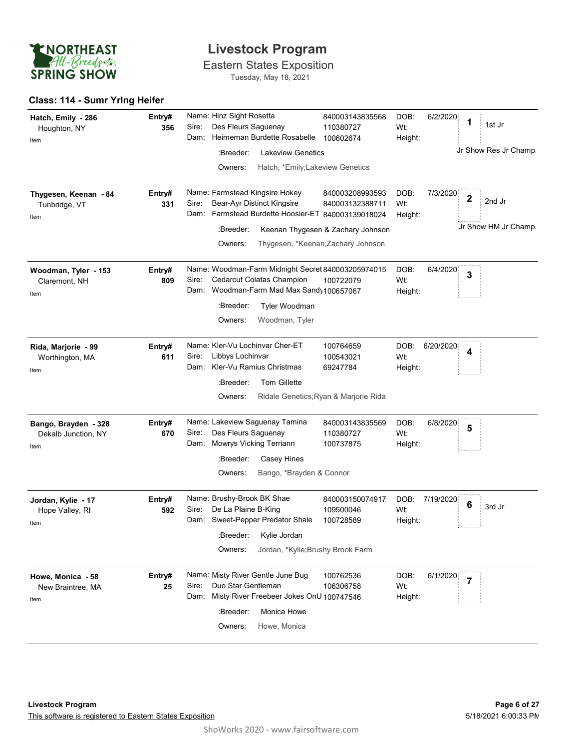# Livestock Program

## Eastern States Exposition

Tuesday, May 18, 2021

### Class: 114 - Sumr Yrlng Heifer

**Hatch, Emily - 286**
Houghton, NY
Item

**Entry# 356**

Name: Hinz Sight Rosetta — 840003143835568
Sire: Des Fleurs Saguenay — 110380727
Dam: Heimeman Burdette Rosabelle — 100602674
:Breeder: Lakeview Genetics
Owners: Hatch, *Emily;Lakeview Genetics

DOB: 6/2/2020
Wt:
Height:

**1** — 1st Jr
Jr Show Res Jr Champ.

---

**Thygesen, Keenan - 84**
Tunbridge, VT
Item

**Entry# 331**

Name: Farmstead Kingsire Hokey — 840003208993593
Sire: Bear-Ayr Distinct Kingsire — 840003132388711
Dam: Farmstead Burdette Hoosier-ET — 840003139018024
:Breeder: Keenan Thygesen & Zachary Johnson
Owners: Thygesen, *Keenan;Zachary Johnson

DOB: 7/3/2020
Wt:
Height:

**2** — 2nd Jr
Jr Show HM Jr Champ.

---

**Woodman, Tyler - 153**
Claremont, NH
Item

**Entry# 809**

Name: Woodman-Farm Midnight Secret — 840003205974015
Sire: Cedarcut Colatas Champion — 100722079
Dam: Woodman-Farm Mad Max Sandy — 100657067
:Breeder: Tyler Woodman
Owners: Woodman, Tyler

DOB: 6/4/2020
Wt:
Height:

**3**

---

**Rida, Marjorie - 99**
Worthington, MA
Item

**Entry# 611**

Name: Kler-Vu Lochinvar Cher-ET — 100764659
Sire: Libbys Lochinvar — 100543021
Dam: Kler-Vu Ramius Christmas — 69247784
:Breeder: Tom Gillette
Owners: Ridale Genetics;Ryan & Marjorie Rida

DOB: 6/20/2020
Wt:
Height:

**4**

---

**Bango, Brayden - 328**
Dekalb Junction, NY
Item

**Entry# 670**

Name: Lakeview Saguenay Tamina — 840003143835569
Sire: Des Fleurs Saguenay — 110380727
Dam: Mowrys Vicking Terriann — 100737875
:Breeder: Casey Hines
Owners: Bango, *Brayden & Connor

DOB: 6/8/2020
Wt:
Height:

**5**

---

**Jordan, Kylie - 17**
Hope Valley, RI
Item

**Entry# 592**

Name: Brushy-Brook BK Shae — 840003150074917
Sire: De La Plaine B-King — 109500046
Dam: Sweet-Pepper Predator Shale — 100728589
:Breeder: Kylie Jordan
Owners: Jordan, *Kylie;Brushy Brook Farm

DOB: 7/19/2020
Wt:
Height:

**6** — 3rd Jr

---

**Howe, Monica - 58**
New Braintree, MA
Item

**Entry# 25**

Name: Misty River Gentle June Bug — 100762536
Sire: Duo Star Gentleman — 106306758
Dam: Misty River Freebeer Jokes OnU — 100747546
:Breeder: Monica Howe
Owners: Howe, Monica

DOB: 6/1/2020
Wt:
Height:

**7**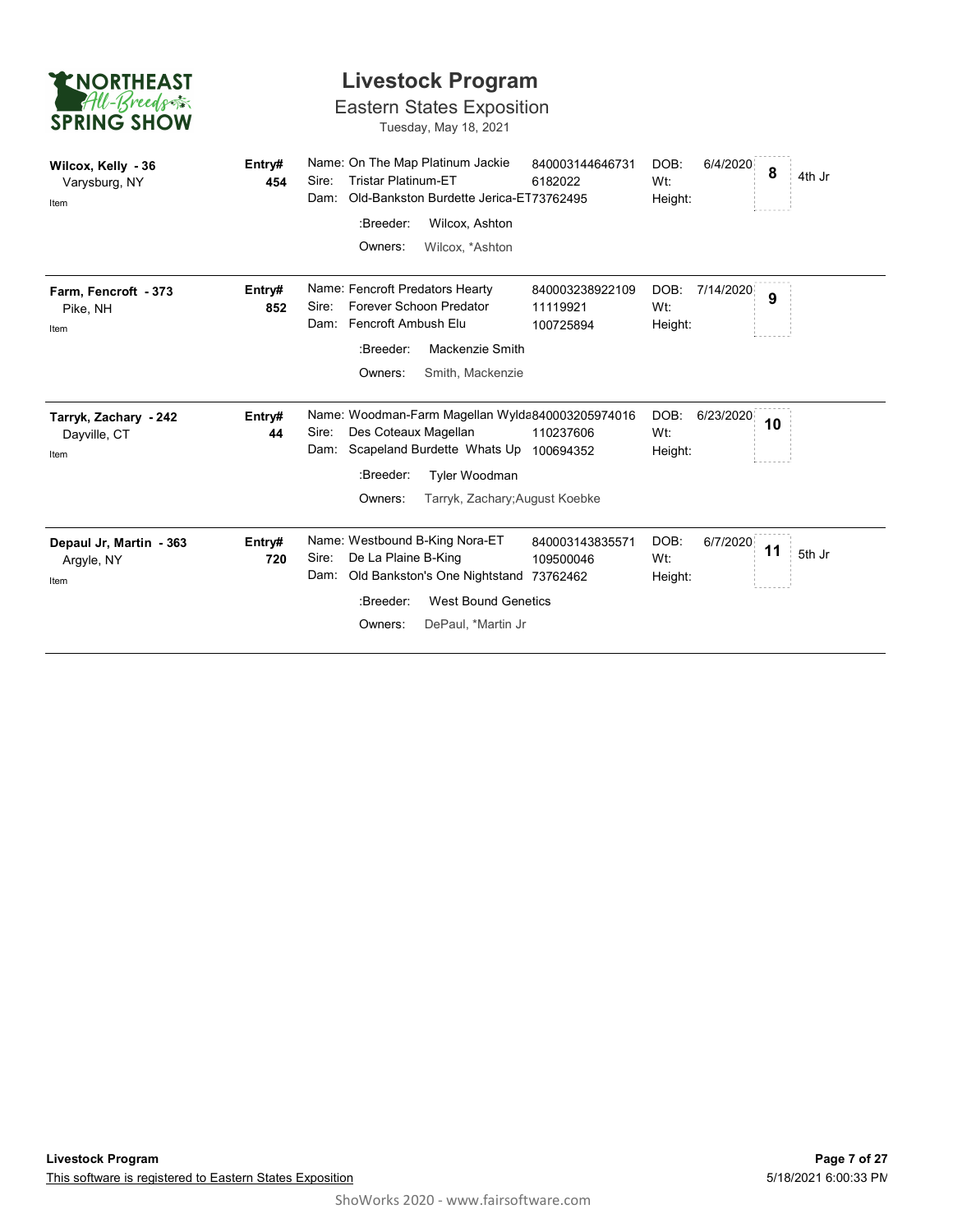# Livestock Program

## Eastern States Exposition

Tuesday, May 18, 2021

| Exhibitor | Entry# | Animal | Reg/ID | DOB | # | Place |
|---|---|---|---|---|---|---|
| **Wilcox, Kelly - 36**<br>Varysburg, NY<br>Item | **Entry#**<br>**454** | Name: On The Map Platinum Jackie<br>Sire: Tristar Platinum-ET<br>Dam: Old-Bankston Burdette Jerica-ET<br>:Breeder: Wilcox, Ashton<br>Owners: Wilcox, *Ashton | 840003144646731<br>6182022<br>73762495 | DOB: 6/4/2020<br>Wt:<br>Height: | **8** | 4th Jr |
| **Farm, Fencroft - 373**<br>Pike, NH<br>Item | **Entry#**<br>**852** | Name: Fencroft Predators Hearty<br>Sire: Forever Schoon Predator<br>Dam: Fencroft Ambush Elu<br>:Breeder: Mackenzie Smith<br>Owners: Smith, Mackenzie | 840003238922109<br>11119921<br>100725894 | DOB: 7/14/2020<br>Wt:<br>Height: | **9** | |
| **Tarryk, Zachary - 242**<br>Dayville, CT<br>Item | **Entry#**<br>**44** | Name: Woodman-Farm Magellan Wylda<br>Sire: Des Coteaux Magellan<br>Dam: Scapeland Burdette Whats Up<br>:Breeder: Tyler Woodman<br>Owners: Tarryk, Zachary;August Koebke | 840003205974016<br>110237606<br>100694352 | DOB: 6/23/2020<br>Wt:<br>Height: | **10** | |
| **Depaul Jr, Martin - 363**<br>Argyle, NY<br>Item | **Entry#**<br>**720** | Name: Westbound B-King Nora-ET<br>Sire: De La Plaine B-King<br>Dam: Old Bankston's One Nightstand<br>:Breeder: West Bound Genetics<br>Owners: DePaul, *Martin Jr | 840003143835571<br>109500046<br>73762462 | DOB: 6/7/2020<br>Wt:<br>Height: | **11** | 5th Jr |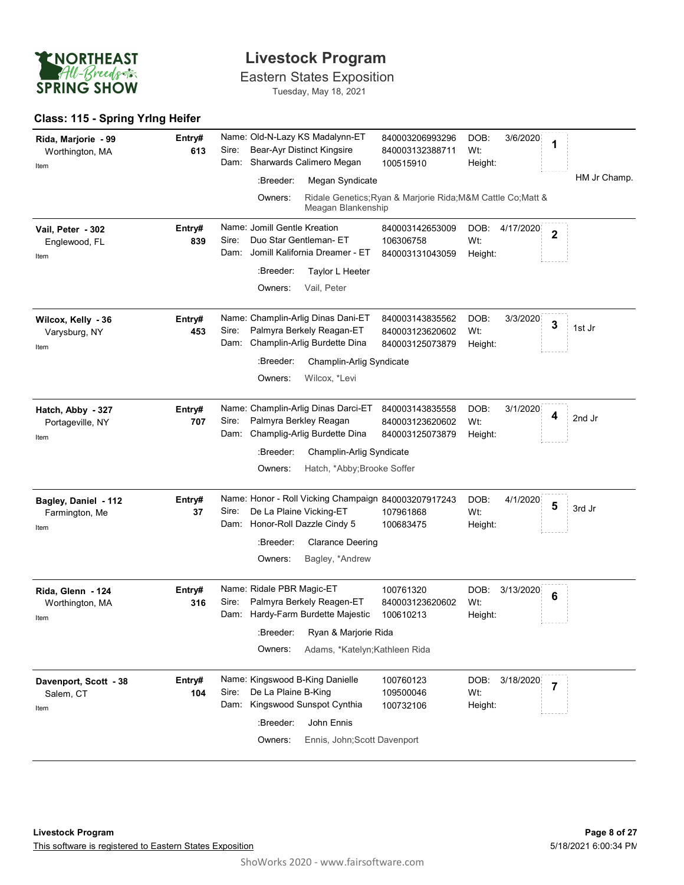# Livestock Program

## Eastern States Exposition

Tuesday, May 18, 2021

### Class: 115 - Spring Yrlng Heifer

| Exhibitor | Entry# | Animal | Reg # | DOB | Place | Award |
|---|---|---|---|---|---|---|
| **Rida, Marjorie - 99**<br>Worthington, MA<br>Item | **613** | Name: Old-N-Lazy KS Madalynn-ET<br>Sire: Bear-Ayr Distinct Kingsire<br>Dam: Sharwards Calimero Megan<br>:Breeder: Megan Syndicate<br>Owners: Ridale Genetics;Ryan & Marjorie Rida;M&M Cattle Co;Matt & Meagan Blankenship | 840003206993296<br>840003132388711<br>100515910 | DOB: 3/6/2020<br>Wt:<br>Height: | 1 | HM Jr Champ. |
| **Vail, Peter - 302**<br>Englewood, FL<br>Item | **839** | Name: Jomill Gentle Kreation<br>Sire: Duo Star Gentleman- ET<br>Dam: Jomill Kalifornia Dreamer - ET<br>:Breeder: Taylor L Heeter<br>Owners: Vail, Peter | 840003142653009<br>106306758<br>840003131043059 | DOB: 4/17/2020<br>Wt:<br>Height: | 2 | |
| **Wilcox, Kelly - 36**<br>Varysburg, NY<br>Item | **453** | Name: Champlin-Arlig Dinas Dani-ET<br>Sire: Palmyra Berkely Reagan-ET<br>Dam: Champlin-Arlig Burdette Dina<br>:Breeder: Champlin-Arlig Syndicate<br>Owners: Wilcox, *Levi | 840003143835562<br>840003123620602<br>840003125073879 | DOB: 3/3/2020<br>Wt:<br>Height: | 3 | 1st Jr |
| **Hatch, Abby - 327**<br>Portageville, NY<br>Item | **707** | Name: Champlin-Arlig Dinas Darci-ET<br>Sire: Palmyra Berkley Reagan<br>Dam: Champlig-Arlig Burdette Dina<br>:Breeder: Champlin-Arlig Syndicate<br>Owners: Hatch, *Abby;Brooke Soffer | 840003143835558<br>840003123620602<br>840003125073879 | DOB: 3/1/2020<br>Wt:<br>Height: | 4 | 2nd Jr |
| **Bagley, Daniel - 112**<br>Farmington, Me<br>Item | **37** | Name: Honor - Roll Vicking Champaign<br>Sire: De La Plaine Vicking-ET<br>Dam: Honor-Roll Dazzle Cindy 5<br>:Breeder: Clarance Deering<br>Owners: Bagley, *Andrew | 840003207917243<br>107961868<br>100683475 | DOB: 4/1/2020<br>Wt:<br>Height: | 5 | 3rd Jr |
| **Rida, Glenn - 124**<br>Worthington, MA<br>Item | **316** | Name: Ridale PBR Magic-ET<br>Sire: Palmyra Berkely Reagen-ET<br>Dam: Hardy-Farm Burdette Majestic<br>:Breeder: Ryan & Marjorie Rida<br>Owners: Adams, *Katelyn;Kathleen Rida | 100761320<br>840003123620602<br>100610213 | DOB: 3/13/2020<br>Wt:<br>Height: | 6 | |
| **Davenport, Scott - 38**<br>Salem, CT<br>Item | **104** | Name: Kingswood B-King Danielle<br>Sire: De La Plaine B-King<br>Dam: Kingswood Sunspot Cynthia<br>:Breeder: John Ennis<br>Owners: Ennis, John;Scott Davenport | 100760123<br>109500046<br>100732106 | DOB: 3/18/2020<br>Wt:<br>Height: | 7 | |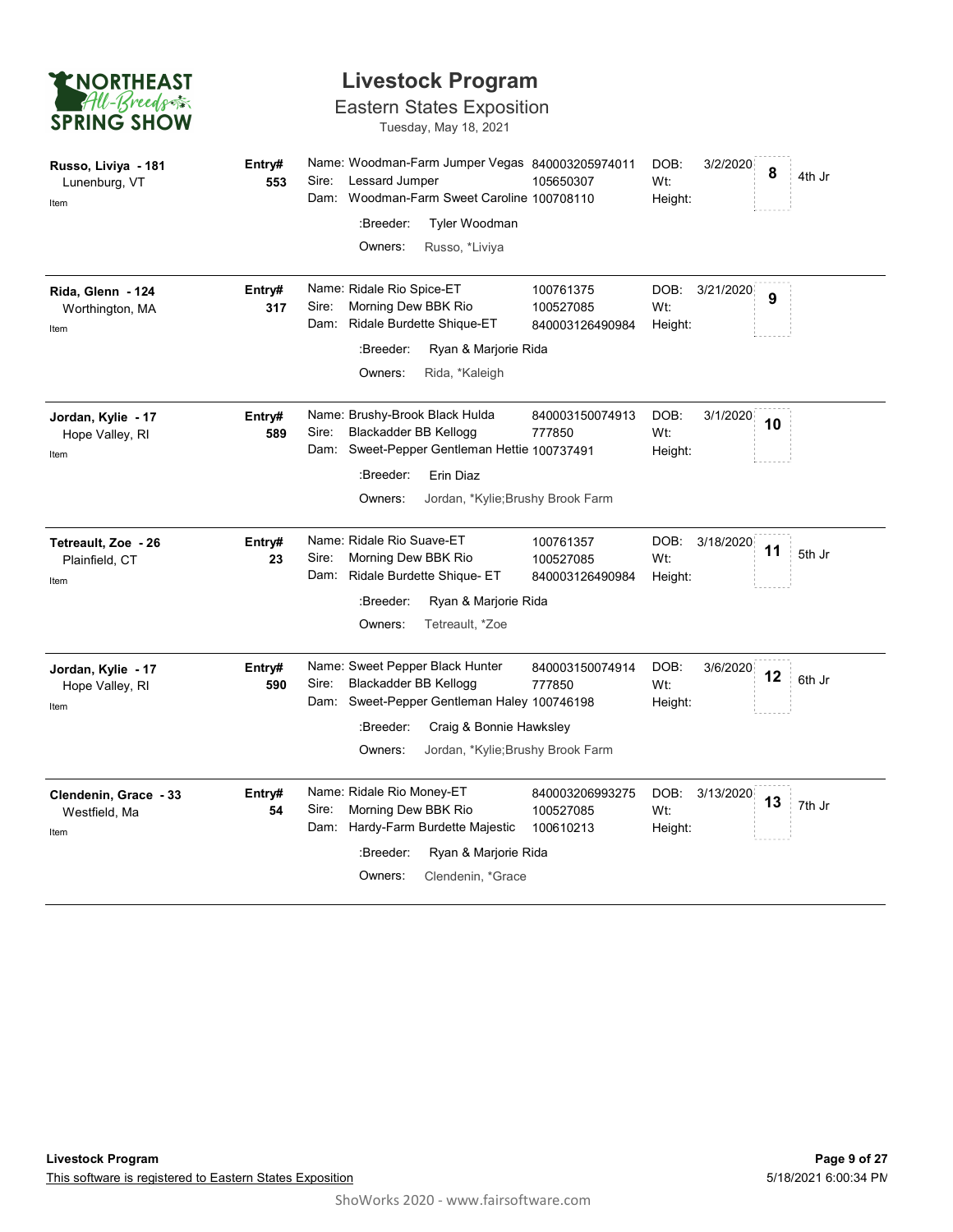# Livestock Program

## Eastern States Exposition

Tuesday, May 18, 2021

NORTHEAST All-Breeds SPRING SHOW

| Exhibitor | Entry# | Animal | Reg# | DOB | Place | Award |
|---|---|---|---|---|---|---|
| **Russo, Liviya - 181**<br>Lunenburg, VT<br>Item | **553** | Name: Woodman-Farm Jumper Vegas<br>Sire: Lessard Jumper<br>Dam: Woodman-Farm Sweet Caroline<br>:Breeder: Tyler Woodman<br>Owners: Russo, *Liviya | 840003205974011<br>105650307<br>100708110 | DOB: 3/2/2020<br>Wt:<br>Height: | **8** | 4th Jr |
| **Rida, Glenn - 124**<br>Worthington, MA<br>Item | **317** | Name: Ridale Rio Spice-ET<br>Sire: Morning Dew BBK Rio<br>Dam: Ridale Burdette Shique-ET<br>:Breeder: Ryan & Marjorie Rida<br>Owners: Rida, *Kaleigh | 100761375<br>100527085<br>840003126490984 | DOB: 3/21/2020<br>Wt:<br>Height: | **9** | |
| **Jordan, Kylie - 17**<br>Hope Valley, RI<br>Item | **589** | Name: Brushy-Brook Black Hulda<br>Sire: Blackadder BB Kellogg<br>Dam: Sweet-Pepper Gentleman Hettie<br>:Breeder: Erin Diaz<br>Owners: Jordan, *Kylie;Brushy Brook Farm | 840003150074913<br>777850<br>100737491 | DOB: 3/1/2020<br>Wt:<br>Height: | **10** | |
| **Tetreault, Zoe - 26**<br>Plainfield, CT<br>Item | **23** | Name: Ridale Rio Suave-ET<br>Sire: Morning Dew BBK Rio<br>Dam: Ridale Burdette Shique- ET<br>:Breeder: Ryan & Marjorie Rida<br>Owners: Tetreault, *Zoe | 100761357<br>100527085<br>840003126490984 | DOB: 3/18/2020<br>Wt:<br>Height: | **11** | 5th Jr |
| **Jordan, Kylie - 17**<br>Hope Valley, RI<br>Item | **590** | Name: Sweet Pepper Black Hunter<br>Sire: Blackadder BB Kellogg<br>Dam: Sweet-Pepper Gentleman Haley<br>:Breeder: Craig & Bonnie Hawksley<br>Owners: Jordan, *Kylie;Brushy Brook Farm | 840003150074914<br>777850<br>100746198 | DOB: 3/6/2020<br>Wt:<br>Height: | **12** | 6th Jr |
| **Clendenin, Grace - 33**<br>Westfield, Ma<br>Item | **54** | Name: Ridale Rio Money-ET<br>Sire: Morning Dew BBK Rio<br>Dam: Hardy-Farm Burdette Majestic<br>:Breeder: Ryan & Marjorie Rida<br>Owners: Clendenin, *Grace | 840003206993275<br>100527085<br>100610213 | DOB: 3/13/2020<br>Wt:<br>Height: | **13** | 7th Jr |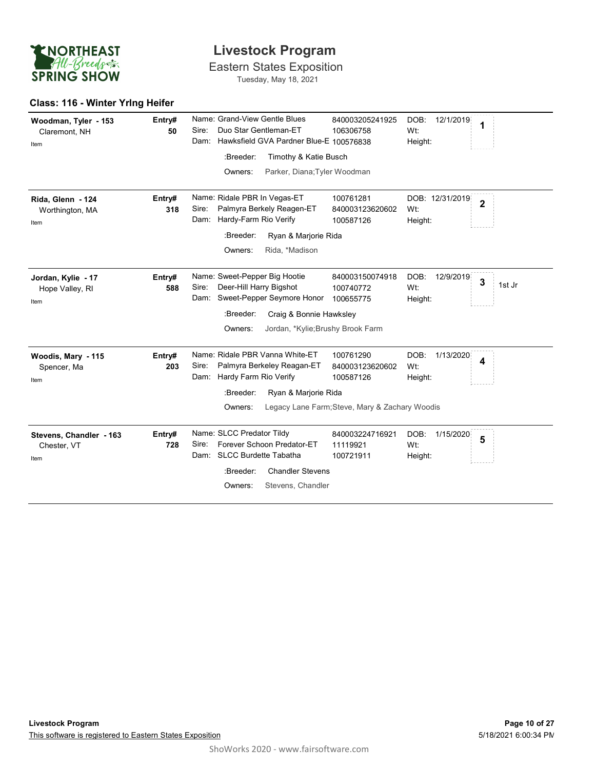# Livestock Program

Eastern States Exposition

Tuesday, May 18, 2021

## Class: 116 - Winter Yrlng Heifer

| Exhibitor | Entry# | Animal | Reg/ID | DOB | Place | Award |
|---|---|---|---|---|---|---|
| **Woodman, Tyler - 153**<br>Claremont, NH<br>Item | **50** | Name: Grand-View Gentle Blues<br>Sire: Duo Star Gentleman-ET<br>Dam: Hawksfield GVA Pardner Blue-E<br>:Breeder: Timothy & Katie Busch<br>Owners: Parker, Diana;Tyler Woodman | 840003205241925<br>106306758<br>100576838 | DOB: 12/1/2019<br>Wt:<br>Height: | **1** | |
| **Rida, Glenn - 124**<br>Worthington, MA<br>Item | **318** | Name: Ridale PBR In Vegas-ET<br>Sire: Palmyra Berkely Reagen-ET<br>Dam: Hardy-Farm Rio Verify<br>:Breeder: Ryan & Marjorie Rida<br>Owners: Rida, *Madison | 100761281<br>840003123620602<br>100587126 | DOB: 12/31/2019<br>Wt:<br>Height: | **2** | |
| **Jordan, Kylie - 17**<br>Hope Valley, RI<br>Item | **588** | Name: Sweet-Pepper Big Hootie<br>Sire: Deer-Hill Harry Bigshot<br>Dam: Sweet-Pepper Seymore Honor<br>:Breeder: Craig & Bonnie Hawksley<br>Owners: Jordan, *Kylie;Brushy Brook Farm | 840003150074918<br>100740772<br>100655775 | DOB: 12/9/2019<br>Wt:<br>Height: | **3** | 1st Jr |
| **Woodis, Mary - 115**<br>Spencer, Ma<br>Item | **203** | Name: Ridale PBR Vanna White-ET<br>Sire: Palmyra Berkeley Reagan-ET<br>Dam: Hardy Farm Rio Verify<br>:Breeder: Ryan & Marjorie Rida<br>Owners: Legacy Lane Farm;Steve, Mary & Zachary Woodis | 100761290<br>840003123620602<br>100587126 | DOB: 1/13/2020<br>Wt:<br>Height: | **4** | |
| **Stevens, Chandler - 163**<br>Chester, VT<br>Item | **728** | Name: SLCC Predator Tildy<br>Sire: Forever Schoon Predator-ET<br>Dam: SLCC Burdette Tabatha<br>:Breeder: Chandler Stevens<br>Owners: Stevens, Chandler | 840003224716921<br>11119921<br>100721911 | DOB: 1/15/2020<br>Wt:<br>Height: | **5** | |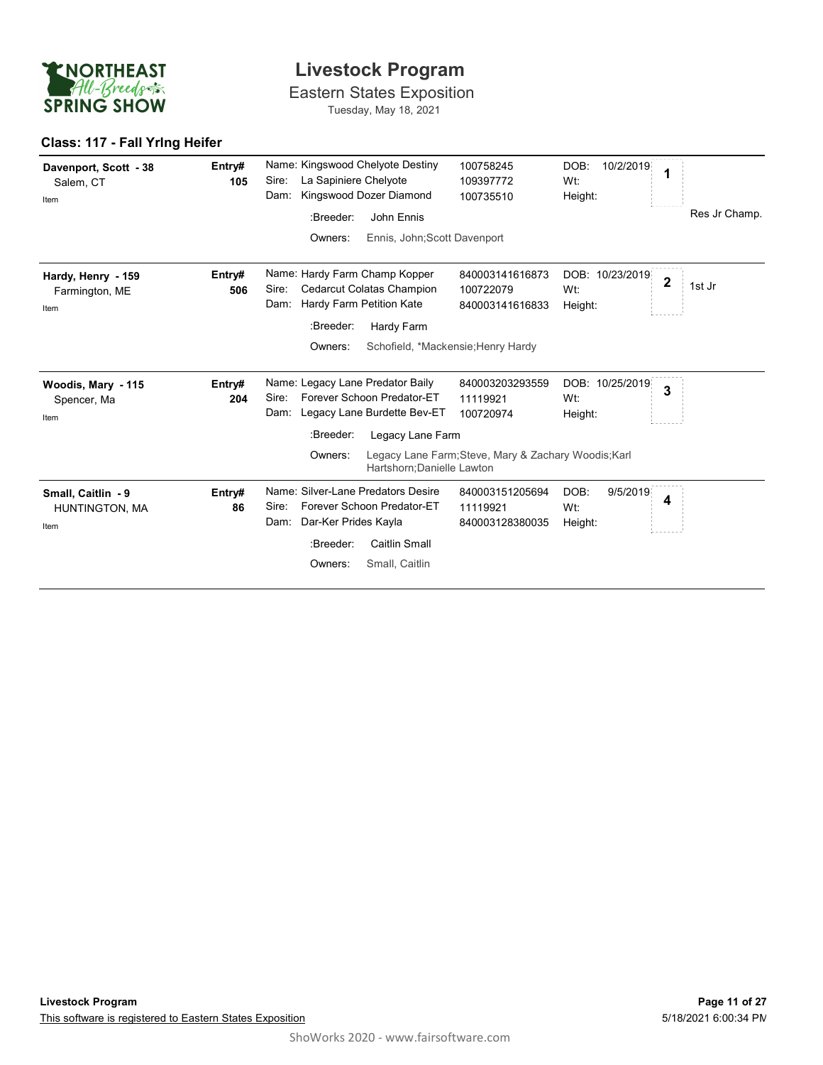# Livestock Program

Eastern States Exposition

Tuesday, May 18, 2021

## Class: 117 - Fall Yrlng Heifer

| Exhibitor | Entry# | Animal | Reg# | DOB / Wt / Height | Place | Award |
|---|---|---|---|---|---|---|
| **Davenport, Scott - 38**<br>Salem, CT<br>Item | **105** | Name: Kingswood Chelyote Destiny<br>Sire: La Sapiniere Chelyote<br>Dam: Kingswood Dozer Diamond<br>:Breeder: John Ennis<br>Owners: Ennis, John;Scott Davenport | 100758245<br>109397772<br>100735510 | DOB: 10/2/2019<br>Wt:<br>Height: | **1** | Res Jr Champ. |
| **Hardy, Henry - 159**<br>Farmington, ME<br>Item | **506** | Name: Hardy Farm Champ Kopper<br>Sire: Cedarcut Colatas Champion<br>Dam: Hardy Farm Petition Kate<br>:Breeder: Hardy Farm<br>Owners: Schofield, *Mackensie;Henry Hardy | 840003141616873<br>100722079<br>840003141616833 | DOB: 10/23/2019<br>Wt:<br>Height: | **2** | 1st Jr |
| **Woodis, Mary - 115**<br>Spencer, Ma<br>Item | **204** | Name: Legacy Lane Predator Baily<br>Sire: Forever Schoon Predator-ET<br>Dam: Legacy Lane Burdette Bev-ET<br>:Breeder: Legacy Lane Farm<br>Owners: Legacy Lane Farm;Steve, Mary & Zachary Woodis;Karl Hartshorn;Danielle Lawton | 840003203293559<br>11119921<br>100720974 | DOB: 10/25/2019<br>Wt:<br>Height: | **3** | |
| **Small, Caitlin - 9**<br>HUNTINGTON, MA<br>Item | **86** | Name: Silver-Lane Predators Desire<br>Sire: Forever Schoon Predator-ET<br>Dam: Dar-Ker Prides Kayla<br>:Breeder: Caitlin Small<br>Owners: Small, Caitlin | 840003151205694<br>11119921<br>840003128380035 | DOB: 9/5/2019<br>Wt:<br>Height: | **4** | |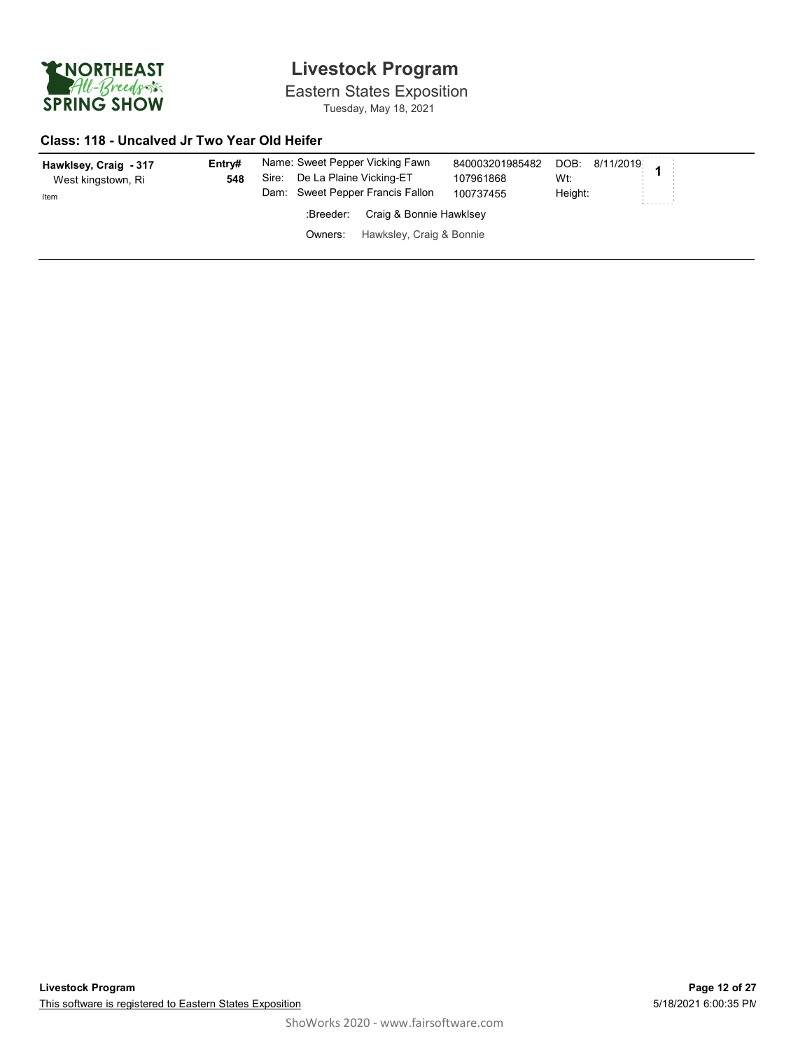# Livestock Program

Eastern States Exposition

Tuesday, May 18, 2021

### Class: 118 - Uncalved Jr Two Year Old Heifer

| | | | | | |
|---|---|---|---|---|---|
| **Hawklsey, Craig - 317**<br>West kingstown, Ri<br>Item | **Entry#**<br>**548** | Name: Sweet Pepper Vicking Fawn<br>Sire: De La Plaine Vicking-ET<br>Dam: Sweet Pepper Francis Fallon | 840003201985482<br>107961868<br>100737455 | DOB: 8/11/2019<br>Wt:<br>Height: | **1** |

:Breeder: Craig & Bonnie Hawklsey

Owners: Hawksley, Craig & Bonnie

This software is registered to Eastern States Exposition

ShoWorks 2020 - www.fairsoftware.com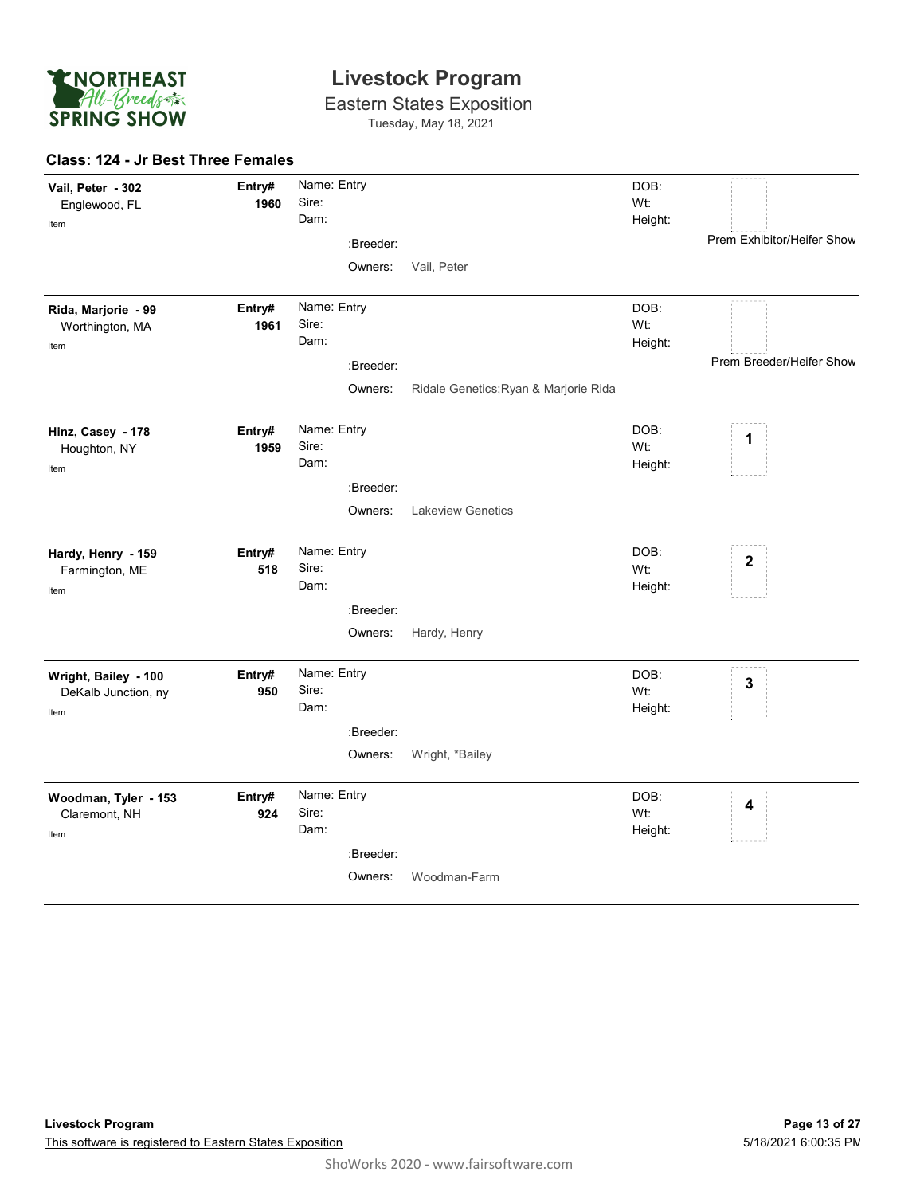# Livestock Program

Eastern States Exposition

Tuesday, May 18, 2021

## Class: 124 - Jr Best Three Females

**Vail, Peter - 302**
Englewood, FL
Item

**Entry# 1960**
Name: Entry
Sire:
Dam:
:Breeder:
Owners: Vail, Peter
DOB:
Wt:
Height:
Prem Exhibitor/Heifer Show

---

**Rida, Marjorie - 99**
Worthington, MA
Item

**Entry# 1961**
Name: Entry
Sire:
Dam:
:Breeder:
Owners: Ridale Genetics;Ryan & Marjorie Rida
DOB:
Wt:
Height:
Prem Breeder/Heifer Show

---

**Hinz, Casey - 178**
Houghton, NY
Item

**Entry# 1959**
Name: Entry
Sire:
Dam:
:Breeder:
Owners: Lakeview Genetics
DOB:
Wt:
Height:
**1**

---

**Hardy, Henry - 159**
Farmington, ME
Item

**Entry# 518**
Name: Entry
Sire:
Dam:
:Breeder:
Owners: Hardy, Henry
DOB:
Wt:
Height:
**2**

---

**Wright, Bailey - 100**
DeKalb Junction, ny
Item

**Entry# 950**
Name: Entry
Sire:
Dam:
:Breeder:
Owners: Wright, *Bailey
DOB:
Wt:
Height:
**3**

---

**Woodman, Tyler - 153**
Claremont, NH
Item

**Entry# 924**
Name: Entry
Sire:
Dam:
:Breeder:
Owners: Woodman-Farm
DOB:
Wt:
Height:
**4**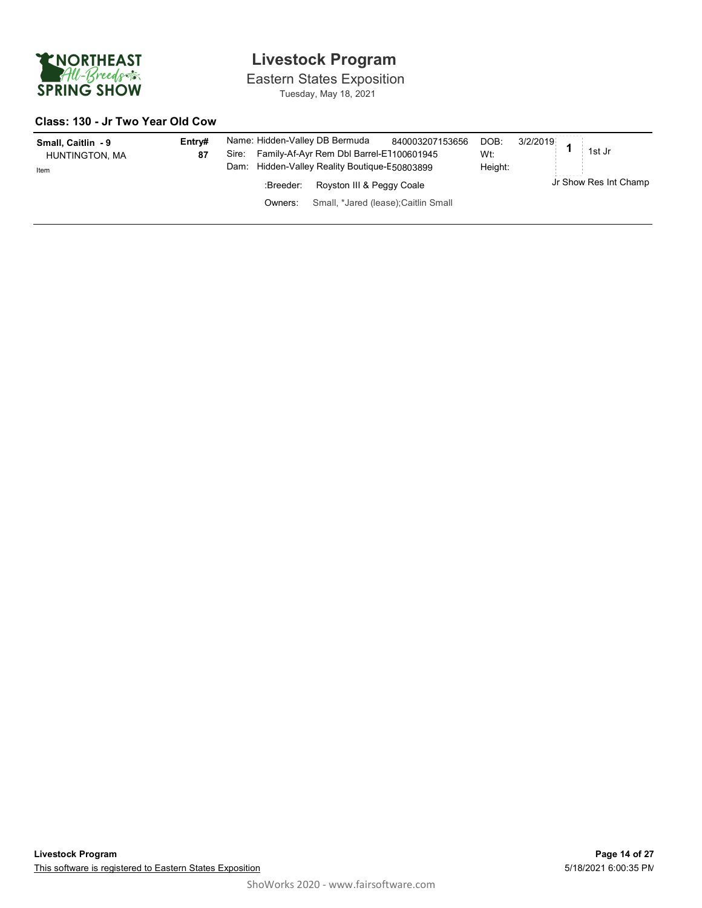# Livestock Program

Eastern States Exposition

Tuesday, May 18, 2021

### Class: 130 - Jr Two Year Old Cow

**Small, Caitlin - 9**
HUNTINGTON, MA
Item

**Entry# 87**

Name: Hidden-Valley DB Bermuda 840003207153656
Sire: Family-Af-Ayr Rem Dbl Barrel-E1100601945
Dam: Hidden-Valley Reality Boutique-E50803899

:Breeder: Royston III & Peggy Coale

Owners: Small, *Jared (lease);Caitlin Small

DOB: 3/2/2019
Wt:
Height:

**1** 1st Jr

Jr Show Res Int Champ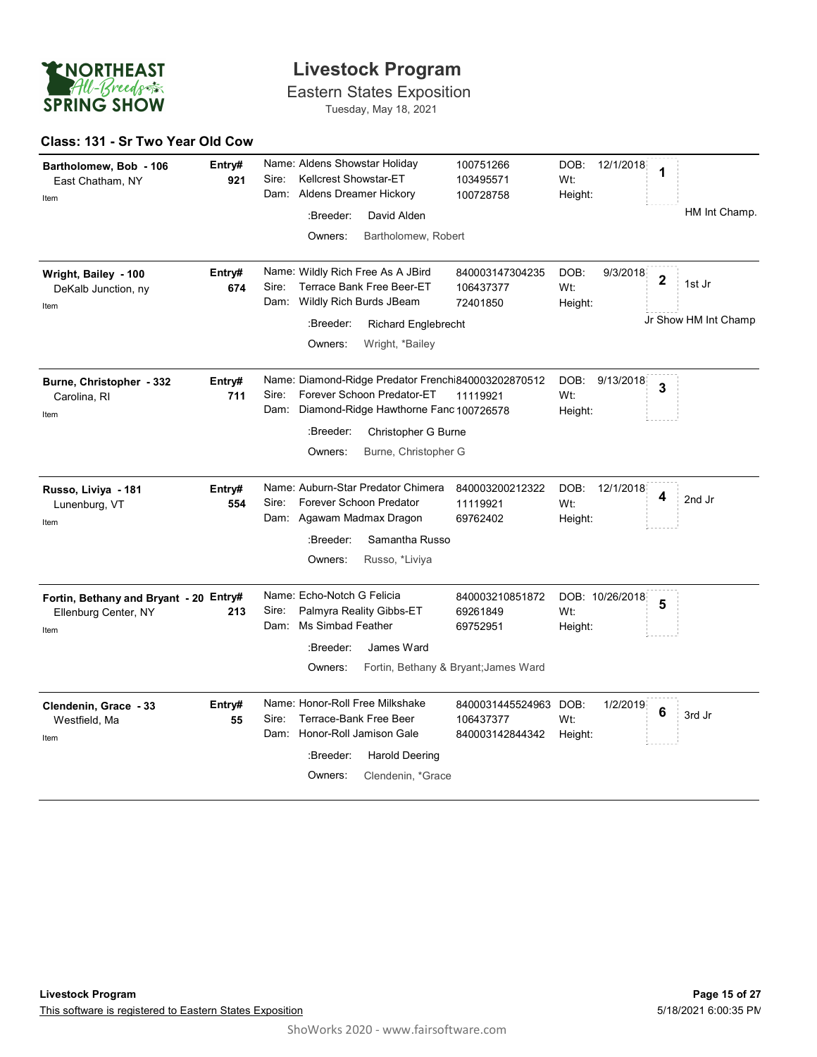# Livestock Program

## Eastern States Exposition

Tuesday, May 18, 2021

### Class: 131 - Sr Two Year Old Cow

| Exhibitor | Entry# | Animal | Reg # | DOB | Place | Award |
|---|---|---|---|---|---|---|
| **Bartholomew, Bob - 106**<br>East Chatham, NY<br>Item | 921 | Name: Aldens Showstar Holiday<br>Sire: Kellcrest Showstar-ET<br>Dam: Aldens Dreamer Hickory<br>:Breeder: David Alden<br>Owners: Bartholomew, Robert | 100751266<br>103495571<br>100728758 | DOB: 12/1/2018<br>Wt:<br>Height: | 1 | HM Int Champ. |
| **Wright, Bailey - 100**<br>DeKalb Junction, ny<br>Item | 674 | Name: Wildly Rich Free As A JBird<br>Sire: Terrace Bank Free Beer-ET<br>Dam: Wildly Rich Burds JBeam<br>:Breeder: Richard Englebrecht<br>Owners: Wright, *Bailey | 840003147304235<br>106437377<br>72401850 | DOB: 9/3/2018<br>Wt:<br>Height: | 2 | 1st Jr<br>Jr Show HM Int Champ |
| **Burne, Christopher - 332**<br>Carolina, RI<br>Item | 711 | Name: Diamond-Ridge Predator Frenchi<br>Sire: Forever Schoon Predator-ET<br>Dam: Diamond-Ridge Hawthorne Fanc<br>:Breeder: Christopher G Burne<br>Owners: Burne, Christopher G | 840003202870512<br>11119921<br>100726578 | DOB: 9/13/2018<br>Wt:<br>Height: | 3 | |
| **Russo, Liviya - 181**<br>Lunenburg, VT<br>Item | 554 | Name: Auburn-Star Predator Chimera<br>Sire: Forever Schoon Predator<br>Dam: Agawam Madmax Dragon<br>:Breeder: Samantha Russo<br>Owners: Russo, *Liviya | 840003200212322<br>11119921<br>69762402 | DOB: 12/1/2018<br>Wt:<br>Height: | 4 | 2nd Jr |
| **Fortin, Bethany and Bryant - 20**<br>Ellenburg Center, NY<br>Item | 213 | Name: Echo-Notch G Felicia<br>Sire: Palmyra Reality Gibbs-ET<br>Dam: Ms Simbad Feather<br>:Breeder: James Ward<br>Owners: Fortin, Bethany & Bryant;James Ward | 840003210851872<br>69261849<br>69752951 | DOB: 10/26/2018<br>Wt:<br>Height: | 5 | |
| **Clendenin, Grace - 33**<br>Westfield, Ma<br>Item | 55 | Name: Honor-Roll Free Milkshake<br>Sire: Terrace-Bank Free Beer<br>Dam: Honor-Roll Jamison Gale<br>:Breeder: Harold Deering<br>Owners: Clendenin, *Grace | 8400031445524963<br>106437377<br>840003142844342 | DOB: 1/2/2019<br>Wt:<br>Height: | 6 | 3rd Jr |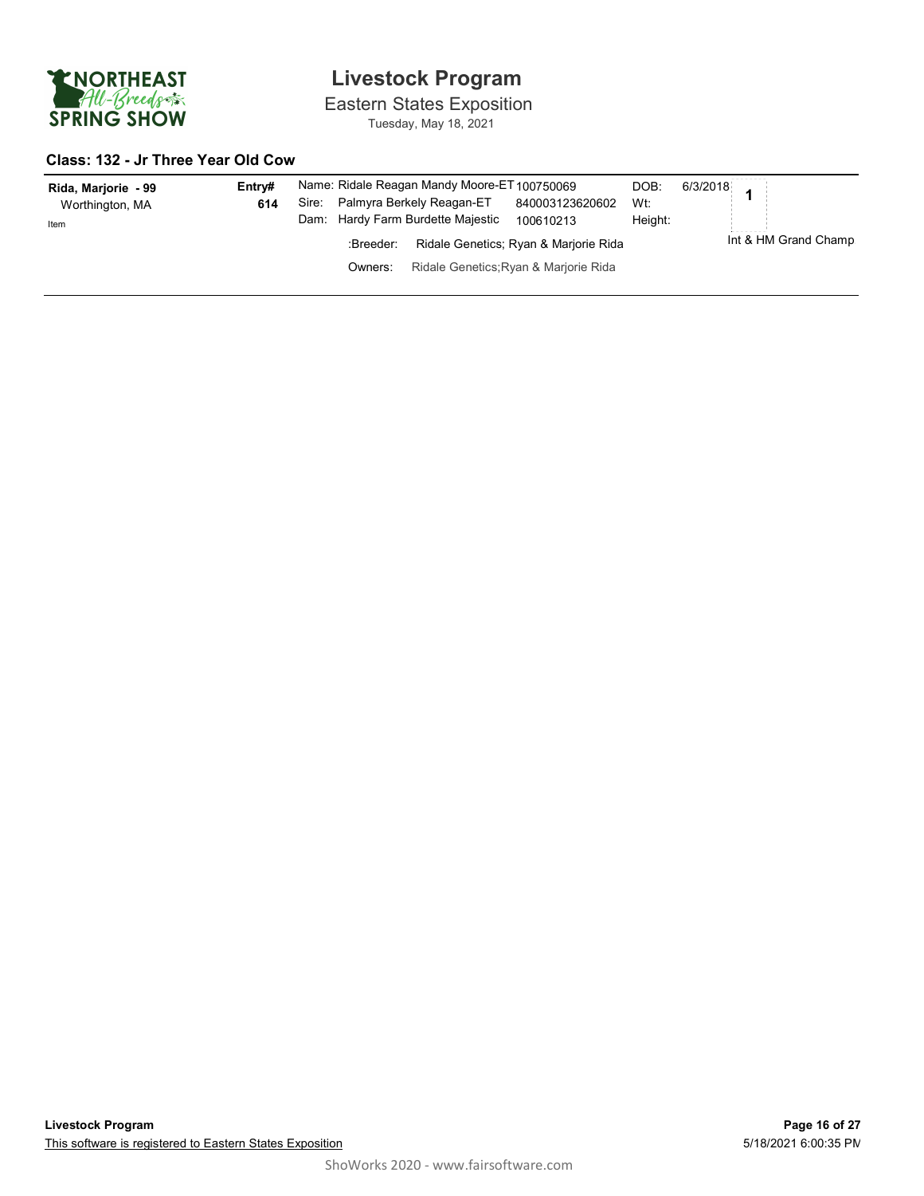# Livestock Program

Eastern States Exposition

Tuesday, May 18, 2021

## Class: 132 - Jr Three Year Old Cow

**Rida, Marjorie - 99**
Worthington, MA
Item

**Entry#** 614

Name: Ridale Reagan Mandy Moore-ET 100750069
Sire: Palmyra Berkely Reagan-ET 840003123620602
Dam: Hardy Farm Burdette Majestic 100610213

DOB: 6/3/2018
Wt:
Height:

:Breeder: Ridale Genetics; Ryan & Marjorie Rida
Owners: Ridale Genetics;Ryan & Marjorie Rida

**1**

Int & HM Grand Champ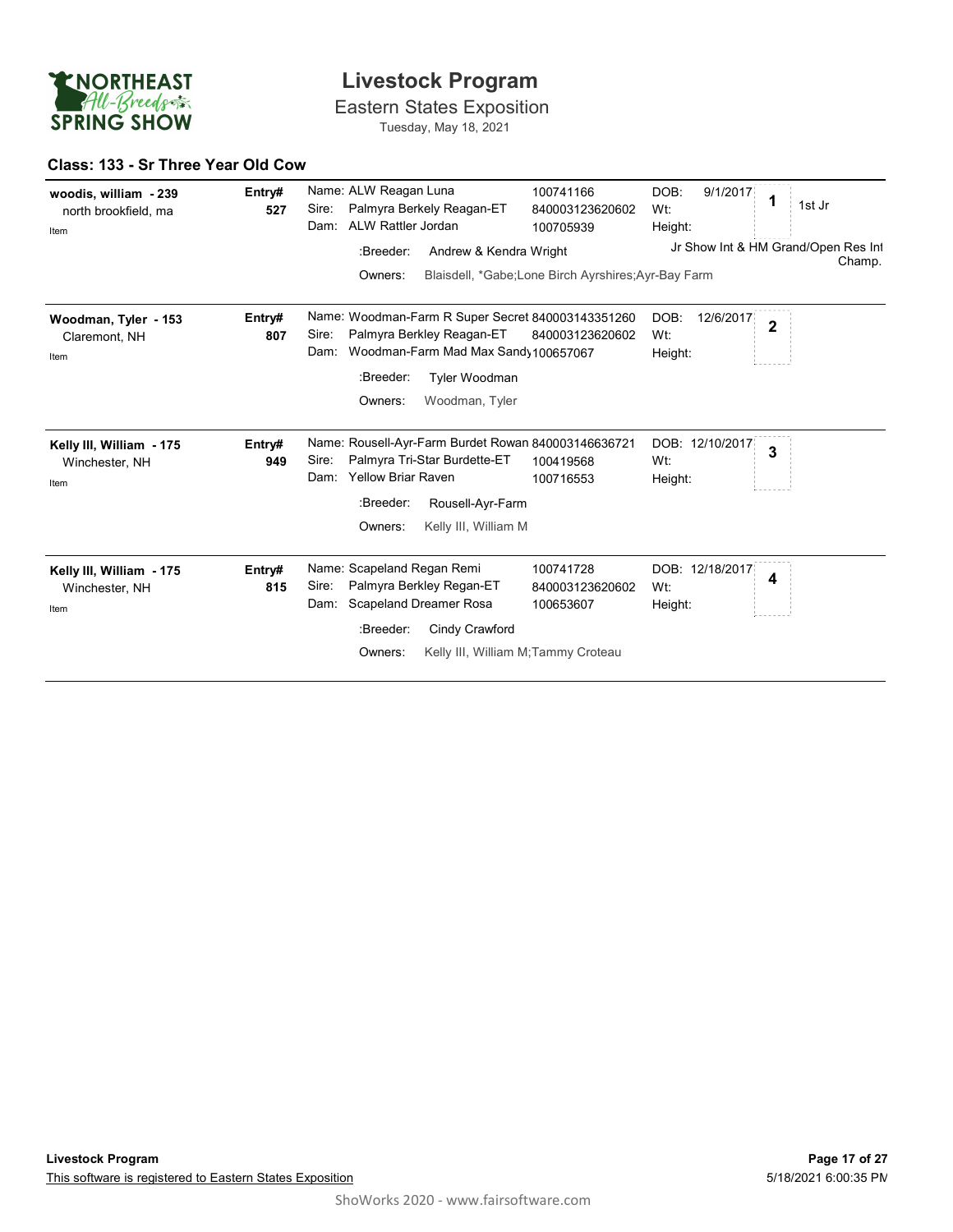# Livestock Program

Eastern States Exposition

Tuesday, May 18, 2021

## Class: 133 - Sr Three Year Old Cow

**woodis, william - 239**
north brookfield, ma
Item

**Entry# 527**

Name: ALW Reagan Luna — 100741166
Sire: Palmyra Berkely Reagan-ET — 840003123620602
Dam: ALW Rattler Jordan — 100705939
:Breeder: Andrew & Kendra Wright
Owners: Blaisdell, *Gabe;Lone Birch Ayrshires;Ayr-Bay Farm

DOB: 9/1/2017
Wt:
Height:

**1** — 1st Jr
Jr Show Int & HM Grand/Open Res Int Champ.

---

**Woodman, Tyler - 153**
Claremont, NH
Item

**Entry# 807**

Name: Woodman-Farm R Super Secret 840003143351260
Sire: Palmyra Berkley Reagan-ET — 840003123620602
Dam: Woodman-Farm Mad Max Sandy 100657067
:Breeder: Tyler Woodman
Owners: Woodman, Tyler

DOB: 12/6/2017
Wt:
Height:

**2**

---

**Kelly III, William - 175**
Winchester, NH
Item

**Entry# 949**

Name: Rousell-Ayr-Farm Burdet Rowan 840003146636721
Sire: Palmyra Tri-Star Burdette-ET — 100419568
Dam: Yellow Briar Raven — 100716553
:Breeder: Rousell-Ayr-Farm
Owners: Kelly III, William M

DOB: 12/10/2017
Wt:
Height:

**3**

---

**Kelly III, William - 175**
Winchester, NH
Item

**Entry# 815**

Name: Scapeland Regan Remi — 100741728
Sire: Palmyra Berkley Regan-ET — 840003123620602
Dam: Scapeland Dreamer Rosa — 100653607
:Breeder: Cindy Crawford
Owners: Kelly III, William M;Tammy Croteau

DOB: 12/18/2017
Wt:
Height:

**4**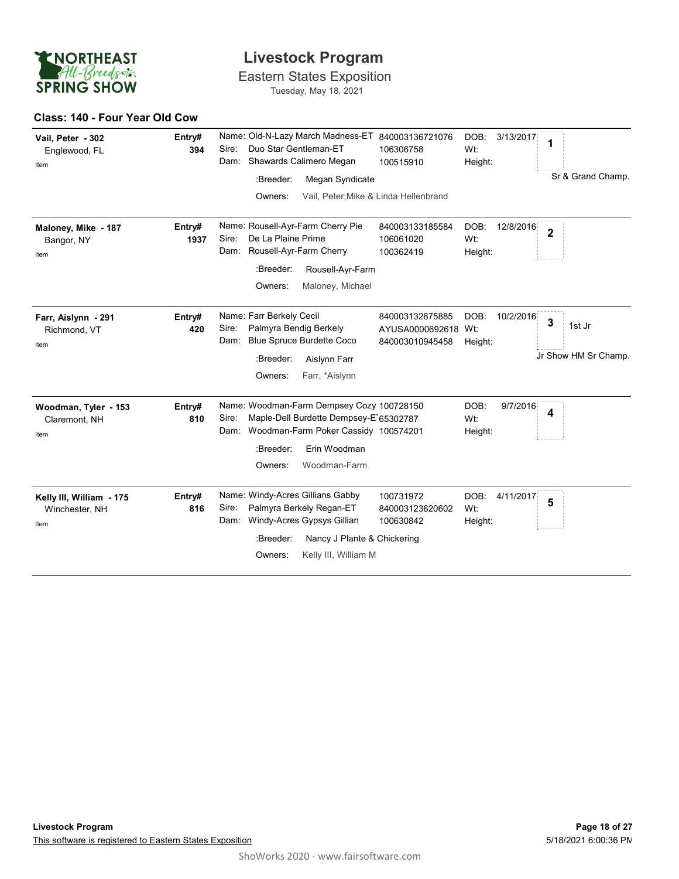# Livestock Program

## Eastern States Exposition

Tuesday, May 18, 2021

### Class: 140 - Four Year Old Cow

| Exhibitor | Entry# | Animal | ID | DOB | Place | Award |
|---|---|---|---|---|---|---|
| **Vail, Peter - 302**<br>Englewood, FL<br>Item | **394** | Name: Old-N-Lazy March Madness-ET<br>Sire: Duo Star Gentleman-ET<br>Dam: Shawards Calimero Megan<br>:Breeder: Megan Syndicate<br>Owners: Vail, Peter;Mike & Linda Hellenbrand | 840003136721076<br>106306758<br>100515910 | DOB: 3/13/2017<br>Wt:<br>Height: | **1** | Sr & Grand Champ. |
| **Maloney, Mike - 187**<br>Bangor, NY<br>Item | **1937** | Name: Rousell-Ayr-Farm Cherry Pie<br>Sire: De La Plaine Prime<br>Dam: Rousell-Ayr-Farm Cherry<br>:Breeder: Rousell-Ayr-Farm<br>Owners: Maloney, Michael | 840003133185584<br>106061020<br>100362419 | DOB: 12/8/2016<br>Wt:<br>Height: | **2** | |
| **Farr, Aislynn - 291**<br>Richmond, VT<br>Item | **420** | Name: Farr Berkely Cecil<br>Sire: Palmyra Bendig Berkely<br>Dam: Blue Spruce Burdette Coco<br>:Breeder: Aislynn Farr<br>Owners: Farr, *Aislynn | 840003132675885<br>AYUSA0000692618<br>840003010945458 | DOB: 10/2/2016<br>Wt:<br>Height: | **3** | 1st Jr<br>Jr Show HM Sr Champ. |
| **Woodman, Tyler - 153**<br>Claremont, NH<br>Item | **810** | Name: Woodman-Farm Dempsey Cozy<br>Sire: Maple-Dell Burdette Dempsey-ET<br>Dam: Woodman-Farm Poker Cassidy<br>:Breeder: Erin Woodman<br>Owners: Woodman-Farm | 100728150<br>65302787<br>100574201 | DOB: 9/7/2016<br>Wt:<br>Height: | **4** | |
| **Kelly III, William - 175**<br>Winchester, NH<br>Item | **816** | Name: Windy-Acres Gillians Gabby<br>Sire: Palmyra Berkely Regan-ET<br>Dam: Windy-Acres Gypsys Gillian<br>:Breeder: Nancy J Plante & Chickering<br>Owners: Kelly III, William M | 100731972<br>840003123620602<br>100630842 | DOB: 4/11/2017<br>Wt:<br>Height: | **5** | |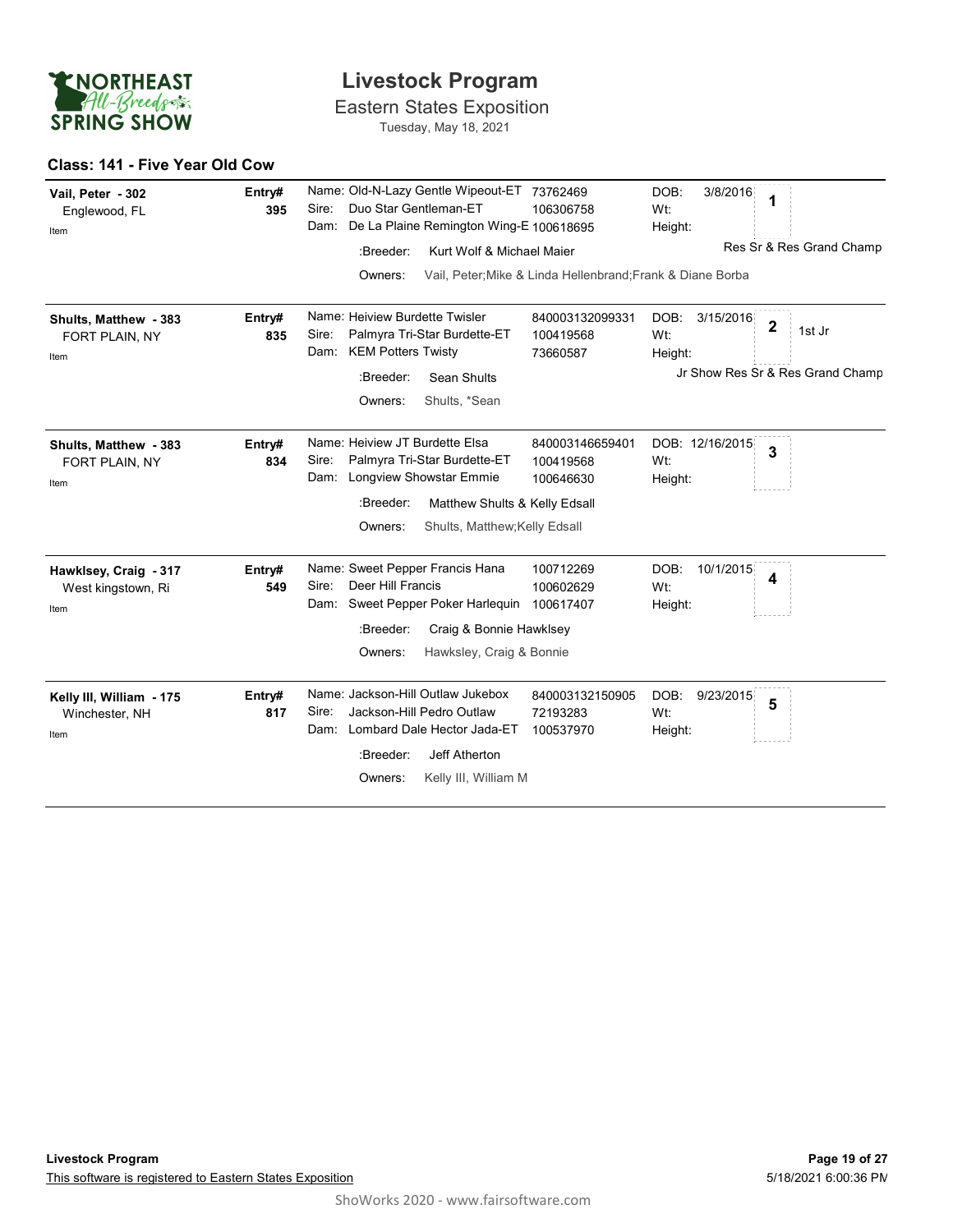# Livestock Program

## Eastern States Exposition

Tuesday, May 18, 2021

### Class: 141 - Five Year Old Cow

| Exhibitor | Entry# | Animal | Reg. # | DOB | Place | Award |
|---|---|---|---|---|---|---|
| Vail, Peter - 302<br>Englewood, FL<br>Item | 395 | Name: Old-N-Lazy Gentle Wipeout-ET<br>Sire: Duo Star Gentleman-ET<br>Dam: De La Plaine Remington Wing-E<br>:Breeder: Kurt Wolf & Michael Maier<br>Owners: Vail, Peter;Mike & Linda Hellenbrand;Frank & Diane Borba | 73762469<br>106306758<br>100618695 | DOB: 3/8/2016<br>Wt:<br>Height: | 1 | Res Sr & Res Grand Champ |
| Shults, Matthew - 383<br>FORT PLAIN, NY<br>Item | 835 | Name: Heiview Burdette Twisler<br>Sire: Palmyra Tri-Star Burdette-ET<br>Dam: KEM Potters Twisty<br>:Breeder: Sean Shults<br>Owners: Shults, *Sean | 840003132099331<br>100419568<br>73660587 | DOB: 3/15/2016<br>Wt:<br>Height: | 2 | 1st Jr<br>Jr Show Res Sr & Res Grand Champ |
| Shults, Matthew - 383<br>FORT PLAIN, NY<br>Item | 834 | Name: Heiview JT Burdette Elsa<br>Sire: Palmyra Tri-Star Burdette-ET<br>Dam: Longview Showstar Emmie<br>:Breeder: Matthew Shults & Kelly Edsall<br>Owners: Shults, Matthew;Kelly Edsall | 840003146659401<br>100419568<br>100646630 | DOB: 12/16/2015<br>Wt:<br>Height: | 3 | |
| Hawklsey, Craig - 317<br>West kingstown, Ri<br>Item | 549 | Name: Sweet Pepper Francis Hana<br>Sire: Deer Hill Francis<br>Dam: Sweet Pepper Poker Harlequin<br>:Breeder: Craig & Bonnie Hawklsey<br>Owners: Hawksley, Craig & Bonnie | 100712269<br>100602629<br>100617407 | DOB: 10/1/2015<br>Wt:<br>Height: | 4 | |
| Kelly III, William - 175<br>Winchester, NH<br>Item | 817 | Name: Jackson-Hill Outlaw Jukebox<br>Sire: Jackson-Hill Pedro Outlaw<br>Dam: Lombard Dale Hector Jada-ET<br>:Breeder: Jeff Atherton<br>Owners: Kelly III, William M | 840003132150905<br>72193283<br>100537970 | DOB: 9/23/2015<br>Wt:<br>Height: | 5 | |

Livestock Program

This software is registered to Eastern States Exposition

5/18/2021 6:00:36 PM

ShoWorks 2020 - www.fairsoftware.com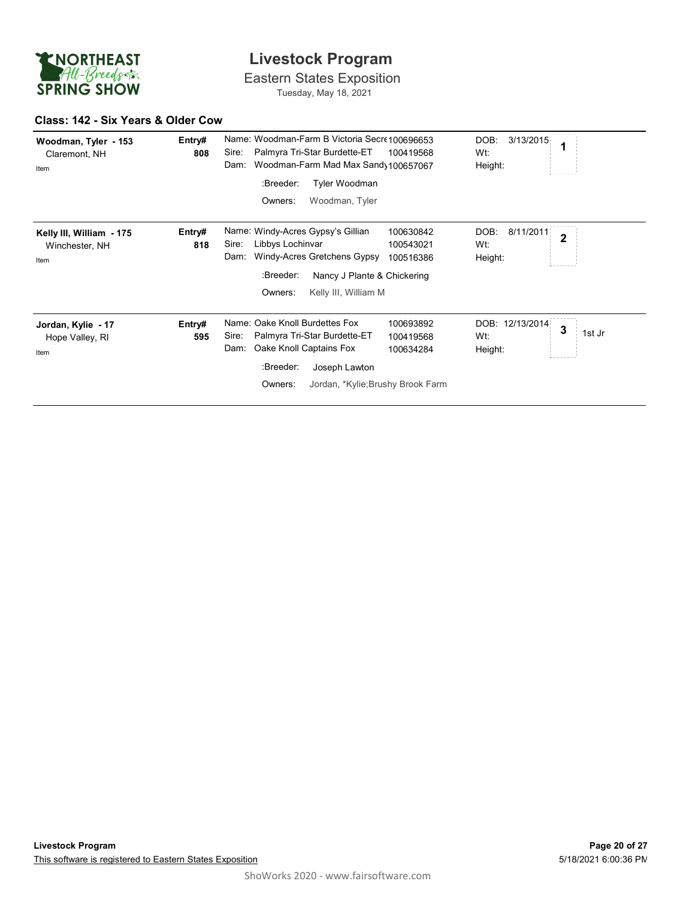# Livestock Program

Eastern States Exposition

Tuesday, May 18, 2021

## Class: 142 - Six Years & Older Cow

| Exhibitor | Entry# | Animal | Reg# | DOB / Wt / Height | Place | |
|---|---|---|---|---|---|---|
| **Woodman, Tyler - 153**<br>Claremont, NH<br>Item | **808** | Name: Woodman-Farm B Victoria Secre<br>Sire: Palmyra Tri-Star Burdette-ET<br>Dam: Woodman-Farm Mad Max Sandy<br>:Breeder: Tyler Woodman<br>Owners: Woodman, Tyler | 100696653<br>100419568<br>100657067 | DOB: 3/13/2015<br>Wt:<br>Height: | **1** | |
| **Kelly III, William - 175**<br>Winchester, NH<br>Item | **818** | Name: Windy-Acres Gypsy's Gillian<br>Sire: Libbys Lochinvar<br>Dam: Windy-Acres Gretchens Gypsy<br>:Breeder: Nancy J Plante & Chickering<br>Owners: Kelly III, William M | 100630842<br>100543021<br>100516386 | DOB: 8/11/2011<br>Wt:<br>Height: | **2** | |
| **Jordan, Kylie - 17**<br>Hope Valley, RI<br>Item | **595** | Name: Oake Knoll Burdettes Fox<br>Sire: Palmyra Tri-Star Burdette-ET<br>Dam: Oake Knoll Captains Fox<br>:Breeder: Joseph Lawton<br>Owners: Jordan, *Kylie;Brushy Brook Farm | 100693892<br>100419568<br>100634284 | DOB: 12/13/2014<br>Wt:<br>Height: | **3** | 1st Jr |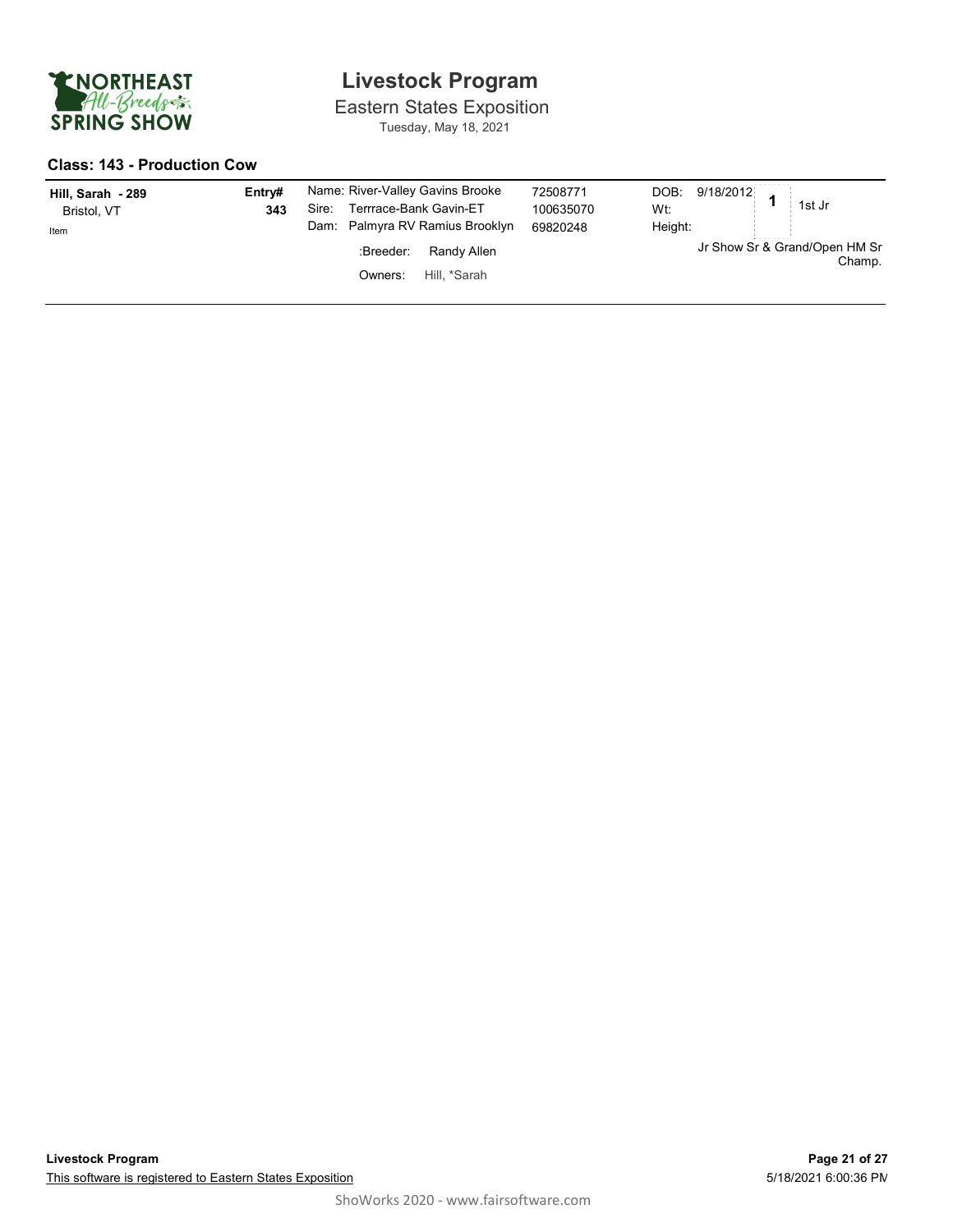# Livestock Program

Eastern States Exposition

Tuesday, May 18, 2021

## Class: 143 - Production Cow

| Exhibitor | Entry# | Animal | Reg. # | DOB/Wt/Height | Place | Award |
|---|---|---|---|---|---|---|
| **Hill, Sarah - 289**<br>Bristol, VT<br>Item | **343** | Name: River-Valley Gavins Brooke<br>Sire: Terrrace-Bank Gavin-ET<br>Dam: Palmyra RV Ramius Brooklyn<br>:Breeder: Randy Allen<br>Owners: Hill, *Sarah | 72508771<br>100635070<br>69820248 | DOB: 9/18/2012<br>Wt:<br>Height: | **1** | 1st Jr<br>Jr Show Sr & Grand/Open HM Sr Champ. |

ShoWorks 2020 - www.fairsoftware.com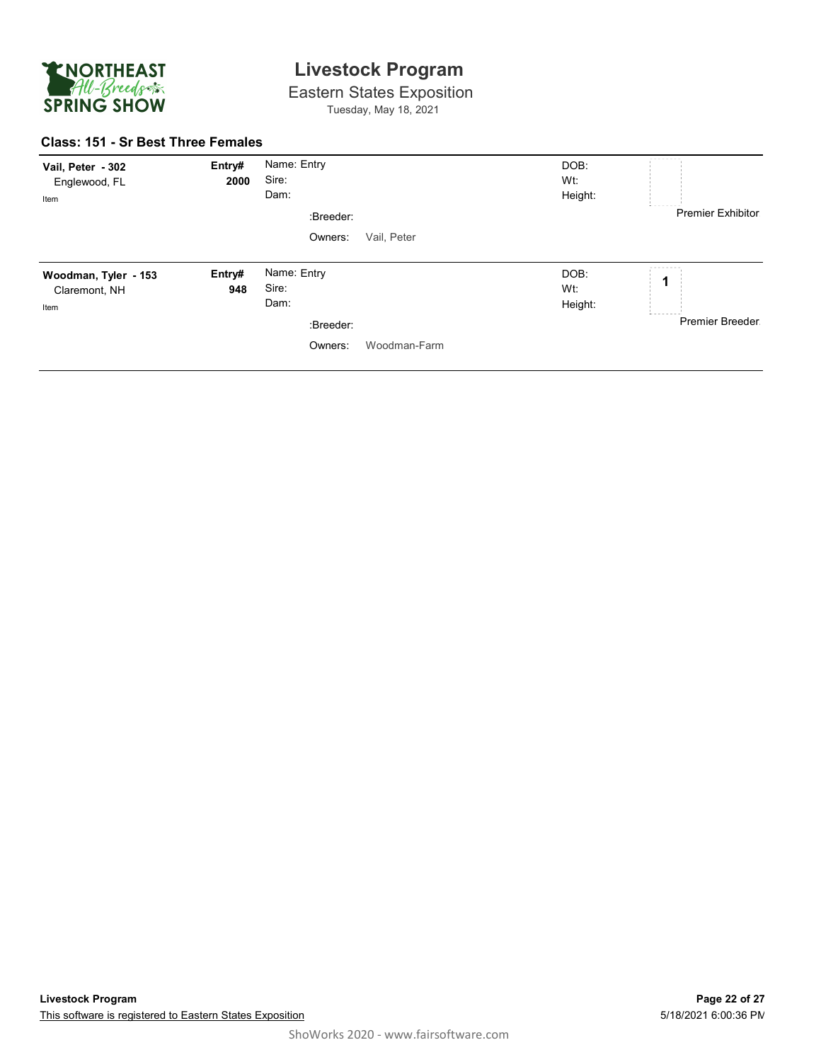# Livestock Program

Eastern States Exposition

Tuesday, May 18, 2021

### Class: 151 - Sr Best Three Females

**Vail, Peter - 302**
Englewood, FL
Item

**Entry# 2000**

Name: Entry
Sire:
Dam:
:Breeder:
Owners: Vail, Peter

DOB:
Wt:
Height:

Premier Exhibitor

---

**Woodman, Tyler - 153**
Claremont, NH
Item

**Entry# 948**

Name: Entry
Sire:
Dam:
:Breeder:
Owners: Woodman-Farm

DOB:
Wt:
Height:

1

Premier Breeder

---

**Livestock Program**

This software is registered to Eastern States Exposition

5/18/2021 6:00:36 PM

ShoWorks 2020 - www.fairsoftware.com